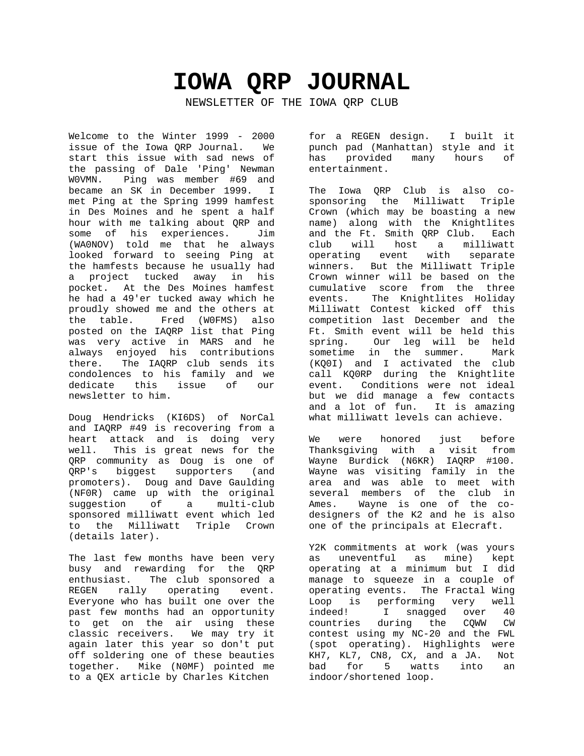# IOWA QRP JOURNAL

NEWSLETTER OF THE IOWA QRP CLUB

Welcome to the Winter 1999 - 2000 issue of the Iowa QRP Journal. We start this issue with sad news of the passing of Dale 'Ping' Newman W0VMN. Ping was member #69 and became an SK in December 1999. I met Ping at the Spring 1999 hamfest in Des Moines and he spent a half hour with me talking about QRP and some of his experiences. Jim (WA0NOV) told me that he always looked forward to seeing Ping at the hamfests because he usually had a project tucked away in his pocket. At the Des Moines hamfest he had a 49'er tucked away which he proudly showed me and the others at the table. Fred (W0FMS) also posted on the IAQRP list that Ping was very active in MARS and he always enjoyed his contributions there. The IAQRP club sends its condolences to his family and we dedicate this issue of our newsletter to him.

Doug Hendricks (KI6DS) of NorCal and IAQRP #49 is recovering from a heart attack and is doing very well. This is great news for the QRP community as Doug is one of QRP's biggest supporters (and promoters). Doug and Dave Gaulding (NF0R) came up with the original suggestion of a multi-club sponsored milliwatt event which led to the Milliwatt Triple Crown (details later).

The last few months have been very busy and rewarding for the QRP enthusiast. The club sponsored a REGEN rally operating event. Everyone who has built one over the past few months had an opportunity to get on the air using these classic receivers. We may try it again later this year so don't put off soldering one of these beauties together. Mike (N0MF) pointed me to a QEX article by Charles Kitchen for a REGEN design. I built it punch pad (Manhattan) style and it has provided many hours of entertainment.

The Iowa QRP Club is also co-sponsoring the Milliwatt Triple Crown (which may be boasting a new name) along with the Knightlites and the Ft. Smith QRP Club. Each club will host a milliwatt operating event with separate winners. But the Milliwatt Triple Crown winner will be based on the cumulative score from the three events. The Knightlites Holiday Milliwatt Contest kicked off this competition last December and the Ft. Smith event will be held this spring. Our leg will be held sometime in the summer. Mark (KQ0I) and I activated the club call KQ0RP during the Knightlite event. Conditions were not ideal but we did manage a few contacts and a lot of fun. It is amazing what milliwatt levels can achieve.

We were honored just before Thanksgiving with a visit from Wayne Burdick (N6KR) IAQRP #100. Wayne was visiting family in the area and was able to meet with several members of the club in Ames. Wayne is one of the co-designers of the K2 and he is also one of the principals at Elecraft.

Y2K commitments at work (was yours as uneventful as mine) kept operating at a minimum but I did manage to squeeze in a couple of operating events. The Fractal Wing Loop is performing very well indeed! I snagged over 40 countries during the CQWW CW contest using my NC-20 and the FWL (spot operating). Highlights were KH7, KL7, CN8, CX, and a JA. Not bad for 5 watts into an indoor/shortened loop.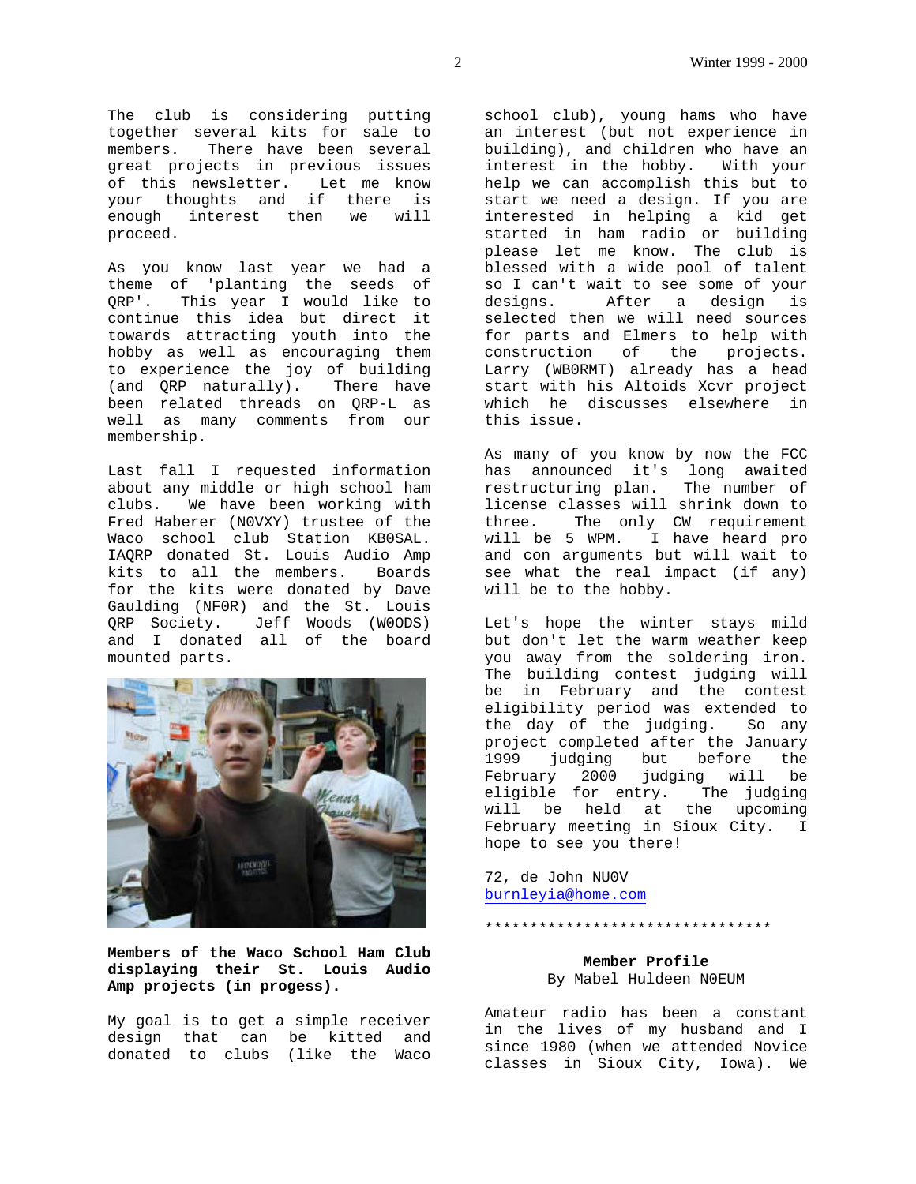The club is considering putting together several kits for sale to members. There have been several great projects in previous issues of this newsletter. Let me know your thoughts and if there is enough interest then we will proceed.

As you know last year we had a theme of 'planting the seeds of QRP'. This year I would like to continue this idea but direct it towards attracting youth into the hobby as well as encouraging them to experience the joy of building (and QRP naturally). There have been related threads on QRP-L as well as many comments from our membership.

Last fall I requested information about any middle or high school ham clubs. We have been working with Fred Haberer (N0VXY) trustee of the Waco school club Station KB0SAL. IAQRP donated St. Louis Audio Amp kits to all the members. Boards for the kits were donated by Dave Gaulding (NF0R) and the St. Louis QRP Society. Jeff Woods (W0ODS) and I donated all of the board mounted parts.

**Members of the Waco School Ham Club displaying their St. Louis Audio Amp projects (in progess).**

My goal is to get a simple receiver design that can be kitted and donated to clubs (like the Waco school club), young hams who have an interest (but not experience in building), and children who have an interest in the hobby. With your help we can accomplish this but to start we need a design. If you are interested in helping a kid get started in ham radio or building please let me know. The club is blessed with a wide pool of talent so I can't wait to see some of your designs. After a design is selected then we will need sources for parts and Elmers to help with construction of the projects. Larry (WB0RMT) already has a head start with his Altoids Xcvr project which he discusses elsewhere in this issue.

As many of you know by now the FCC has announced it's long awaited restructuring plan. The number of license classes will shrink down to three. The only CW requirement will be 5 WPM. I have heard pro and con arguments but will wait to see what the real impact (if any) will be to the hobby.

Let's hope the winter stays mild but don't let the warm weather keep you away from the soldering iron. The building contest judging will be in February and the contest eligibility period was extended to the day of the judging. So any project completed after the January 1999 judging but before the February 2000 judging will be eligible for entry. The judging will be held at the upcoming February meeting in Sioux City. I hope to see you there!

72, de John NU0V
burnleyia@home.com

*********************************

**Member Profile**
By Mabel Huldeen N0EUM

Amateur radio has been a constant in the lives of my husband and I since 1980 (when we attended Novice classes in Sioux City, Iowa). We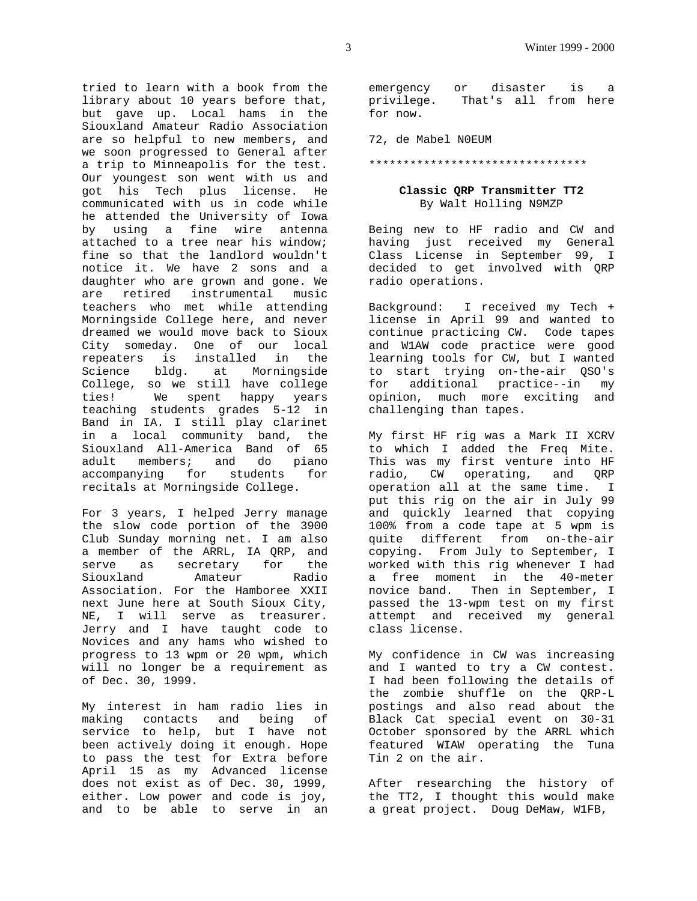tried to learn with a book from the library about 10 years before that, but gave up. Local hams in the Siouxland Amateur Radio Association are so helpful to new members, and we soon progressed to General after a trip to Minneapolis for the test. Our youngest son went with us and got his Tech plus license. He communicated with us in code while he attended the University of Iowa by using a fine wire antenna attached to a tree near his window; fine so that the landlord wouldn't notice it. We have 2 sons and a daughter who are grown and gone. We are retired instrumental music teachers who met while attending Morningside College here, and never dreamed we would move back to Sioux City someday. One of our local repeaters is installed in the Science bldg. at Morningside College, so we still have college ties! We spent happy years teaching students grades 5-12 in Band in IA. I still play clarinet in a local community band, the Siouxland All-America Band of 65 adult members; and do piano accompanying for students for recitals at Morningside College.

For 3 years, I helped Jerry manage the slow code portion of the 3900 Club Sunday morning net. I am also a member of the ARRL, IA QRP, and serve as secretary for the Siouxland Amateur Radio Association. For the Hamboree XXII next June here at South Sioux City, NE, I will serve as treasurer. Jerry and I have taught code to Novices and any hams who wished to progress to 13 wpm or 20 wpm, which will no longer be a requirement as of Dec. 30, 1999.

My interest in ham radio lies in making contacts and being of service to help, but I have not been actively doing it enough. Hope to pass the test for Extra before April 15 as my Advanced license does not exist as of Dec. 30, 1999, either. Low power and code is joy, and to be able to serve in an emergency or disaster is a privilege. That's all from here for now.

72, de Mabel N0EUM

********************************

### Classic QRP Transmitter TT2
By Walt Holling N9MZP

Being new to HF radio and CW and having just received my General Class License in September 99, I decided to get involved with QRP radio operations.

Background: I received my Tech + license in April 99 and wanted to continue practicing CW. Code tapes and W1AW code practice were good learning tools for CW, but I wanted to start trying on-the-air QSO's for additional practice--in my opinion, much more exciting and challenging than tapes.

My first HF rig was a Mark II XCRV to which I added the Freq Mite. This was my first venture into HF radio, CW operating, and QRP operation all at the same time. I put this rig on the air in July 99 and quickly learned that copying 100% from a code tape at 5 wpm is quite different from on-the-air copying. From July to September, I worked with this rig whenever I had a free moment in the 40-meter novice band. Then in September, I passed the 13-wpm test on my first attempt and received my general class license.

My confidence in CW was increasing and I wanted to try a CW contest. I had been following the details of the zombie shuffle on the QRP-L postings and also read about the Black Cat special event on 30-31 October sponsored by the ARRL which featured WIAW operating the Tuna Tin 2 on the air.

After researching the history of the TT2, I thought this would make a great project. Doug DeMaw, W1FB,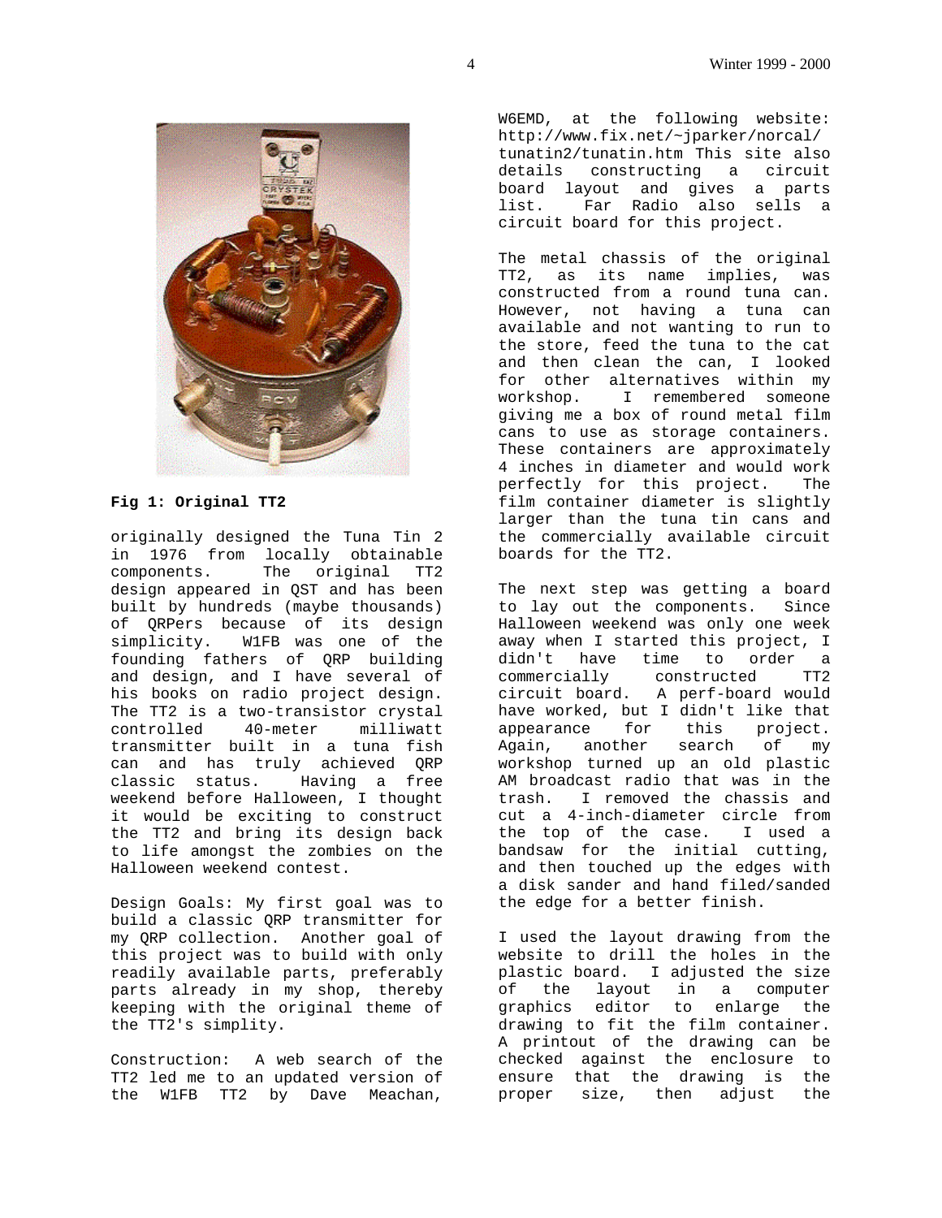**Fig 1: Original TT2**

originally designed the Tuna Tin 2 in 1976 from locally obtainable components. The original TT2 design appeared in QST and has been built by hundreds (maybe thousands) of QRPers because of its design simplicity. W1FB was one of the founding fathers of QRP building and design, and I have several of his books on radio project design. The TT2 is a two-transistor crystal controlled 40-meter milliwatt transmitter built in a tuna fish can and has truly achieved QRP classic status. Having a free weekend before Halloween, I thought it would be exciting to construct the TT2 and bring its design back to life amongst the zombies on the Halloween weekend contest.

Design Goals: My first goal was to build a classic QRP transmitter for my QRP collection. Another goal of this project was to build with only readily available parts, preferably parts already in my shop, thereby keeping with the original theme of the TT2's simplity.

Construction: A web search of the TT2 led me to an updated version of the W1FB TT2 by Dave Meachan, W6EMD, at the following website: http://www.fix.net/~jparker/norcal/tunatin2/tunatin.htm This site also details constructing a circuit board layout and gives a parts list. Far Radio also sells a circuit board for this project.

The metal chassis of the original TT2, as its name implies, was constructed from a round tuna can. However, not having a tuna can available and not wanting to run to the store, feed the tuna to the cat and then clean the can, I looked for other alternatives within my workshop. I remembered someone giving me a box of round metal film cans to use as storage containers. These containers are approximately 4 inches in diameter and would work perfectly for this project. The film container diameter is slightly larger than the tuna tin cans and the commercially available circuit boards for the TT2.

The next step was getting a board to lay out the components. Since Halloween weekend was only one week away when I started this project, I didn't have time to order a commercially constructed TT2 circuit board. A perf-board would have worked, but I didn't like that appearance for this project. Again, another search of my workshop turned up an old plastic AM broadcast radio that was in the trash. I removed the chassis and cut a 4-inch-diameter circle from the top of the case. I used a bandsaw for the initial cutting, and then touched up the edges with a disk sander and hand filed/sanded the edge for a better finish.

I used the layout drawing from the website to drill the holes in the plastic board. I adjusted the size of the layout in a computer graphics editor to enlarge the drawing to fit the film container. A printout of the drawing can be checked against the enclosure to ensure that the drawing is the proper size, then adjust the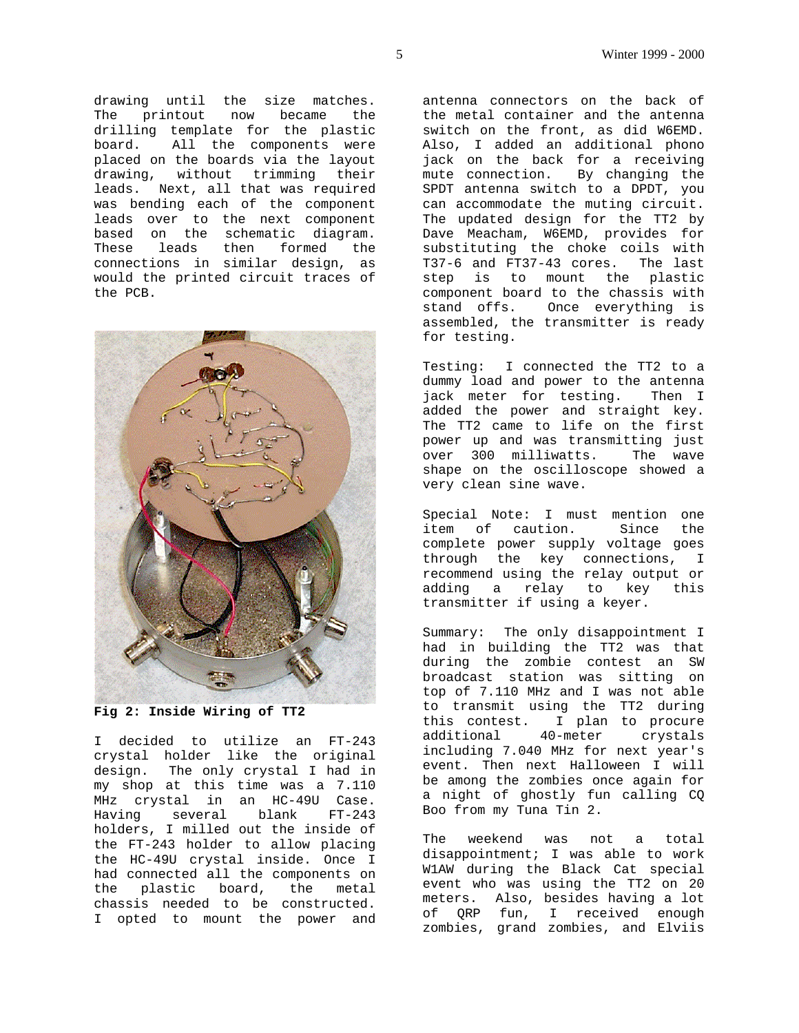drawing until the size matches. The printout now became the drilling template for the plastic board. All the components were placed on the boards via the layout drawing, without trimming their leads. Next, all that was required was bending each of the component leads over to the next component based on the schematic diagram. These leads then formed the connections in similar design, as would the printed circuit traces of the PCB.

**Fig 2: Inside Wiring of TT2**

I decided to utilize an FT-243 crystal holder like the original design. The only crystal I had in my shop at this time was a 7.110 MHz crystal in an HC-49U Case. Having several blank FT-243 holders, I milled out the inside of the FT-243 holder to allow placing the HC-49U crystal inside. Once I had connected all the components on the plastic board, the metal chassis needed to be constructed. I opted to mount the power and antenna connectors on the back of the metal container and the antenna switch on the front, as did W6EMD. Also, I added an additional phono jack on the back for a receiving mute connection. By changing the SPDT antenna switch to a DPDT, you can accommodate the muting circuit. The updated design for the TT2 by Dave Meacham, W6EMD, provides for substituting the choke coils with T37-6 and FT37-43 cores. The last step is to mount the plastic component board to the chassis with stand offs. Once everything is assembled, the transmitter is ready for testing.

Testing: I connected the TT2 to a dummy load and power to the antenna jack meter for testing. Then I added the power and straight key. The TT2 came to life on the first power up and was transmitting just over 300 milliwatts. The wave shape on the oscilloscope showed a very clean sine wave.

Special Note: I must mention one item of caution. Since the complete power supply voltage goes through the key connections, I recommend using the relay output or adding a relay to key this transmitter if using a keyer.

Summary: The only disappointment I had in building the TT2 was that during the zombie contest an SW broadcast station was sitting on top of 7.110 MHz and I was not able to transmit using the TT2 during this contest. I plan to procure additional 40-meter crystals including 7.040 MHz for next year's event. Then next Halloween I will be among the zombies once again for a night of ghostly fun calling CQ Boo from my Tuna Tin 2.

The weekend was not a total disappointment; I was able to work W1AW during the Black Cat special event who was using the TT2 on 20 meters. Also, besides having a lot of QRP fun, I received enough zombies, grand zombies, and Elviis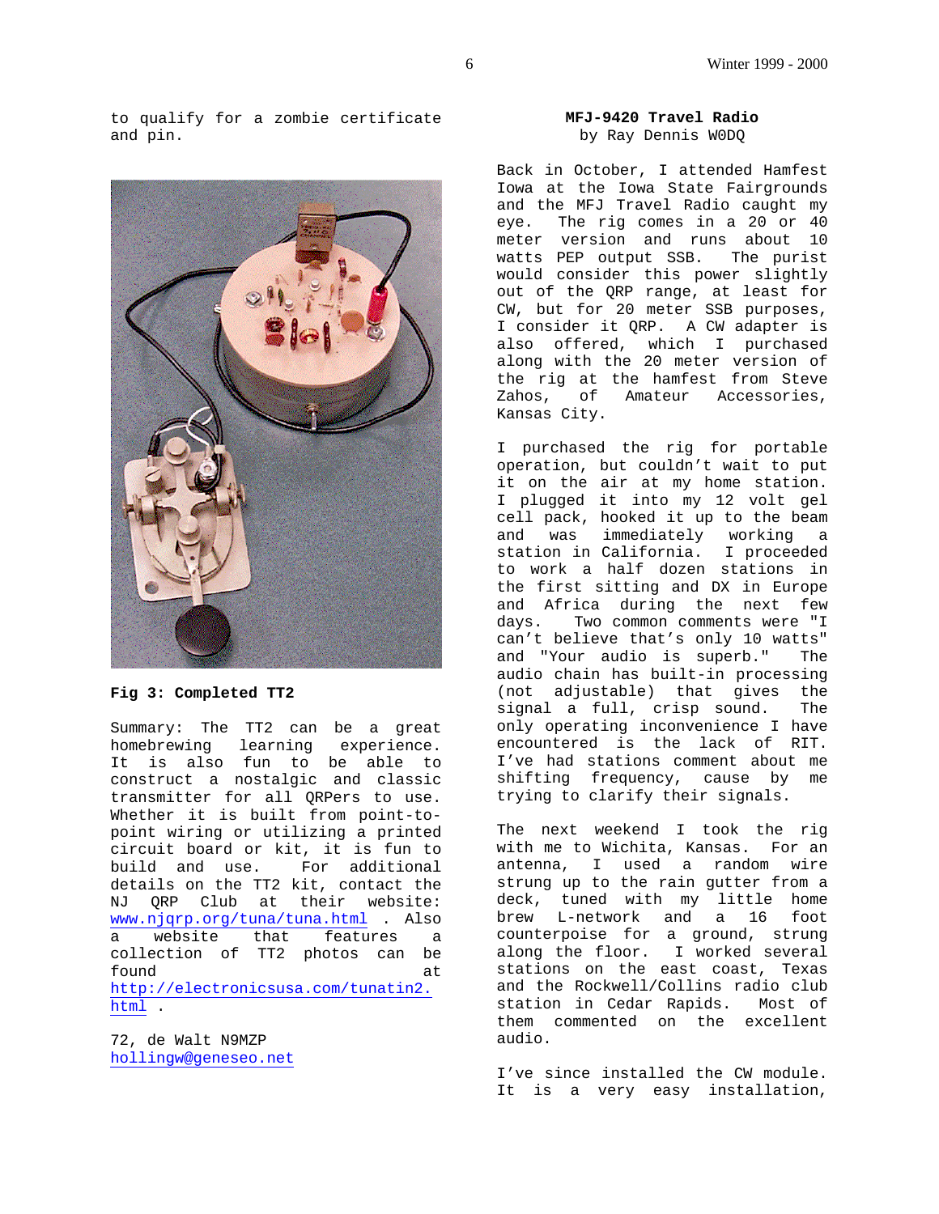to qualify for a zombie certificate and pin.

**Fig 3: Completed TT2**

Summary: The TT2 can be a great homebrewing learning experience. It is also fun to be able to construct a nostalgic and classic transmitter for all QRPers to use. Whether it is built from point-to-point wiring or utilizing a printed circuit board or kit, it is fun to build and use. For additional details on the TT2 kit, contact the NJ QRP Club at their website: www.njqrp.org/tuna/tuna.html . Also a website that features a collection of TT2 photos can be found at http://electronicsusa.com/tunatin2.html .

72, de Walt N9MZP
hollingw@geneseo.net

## MFJ-9420 Travel Radio

by Ray Dennis W0DQ

Back in October, I attended Hamfest Iowa at the Iowa State Fairgrounds and the MFJ Travel Radio caught my eye. The rig comes in a 20 or 40 meter version and runs about 10 watts PEP output SSB. The purist would consider this power slightly out of the QRP range, at least for CW, but for 20 meter SSB purposes, I consider it QRP. A CW adapter is also offered, which I purchased along with the 20 meter version of the rig at the hamfest from Steve Zahos, of Amateur Accessories, Kansas City.

I purchased the rig for portable operation, but couldn't wait to put it on the air at my home station. I plugged it into my 12 volt gel cell pack, hooked it up to the beam and was immediately working a station in California. I proceeded to work a half dozen stations in the first sitting and DX in Europe and Africa during the next few days. Two common comments were "I can't believe that's only 10 watts" and "Your audio is superb." The audio chain has built-in processing (not adjustable) that gives the signal a full, crisp sound. The only operating inconvenience I have encountered is the lack of RIT. I've had stations comment about me shifting frequency, cause by me trying to clarify their signals.

The next weekend I took the rig with me to Wichita, Kansas. For an antenna, I used a random wire strung up to the rain gutter from a deck, tuned with my little home brew L-network and a 16 foot counterpoise for a ground, strung along the floor. I worked several stations on the east coast, Texas and the Rockwell/Collins radio club station in Cedar Rapids. Most of them commented on the excellent audio.

I've since installed the CW module. It is a very easy installation,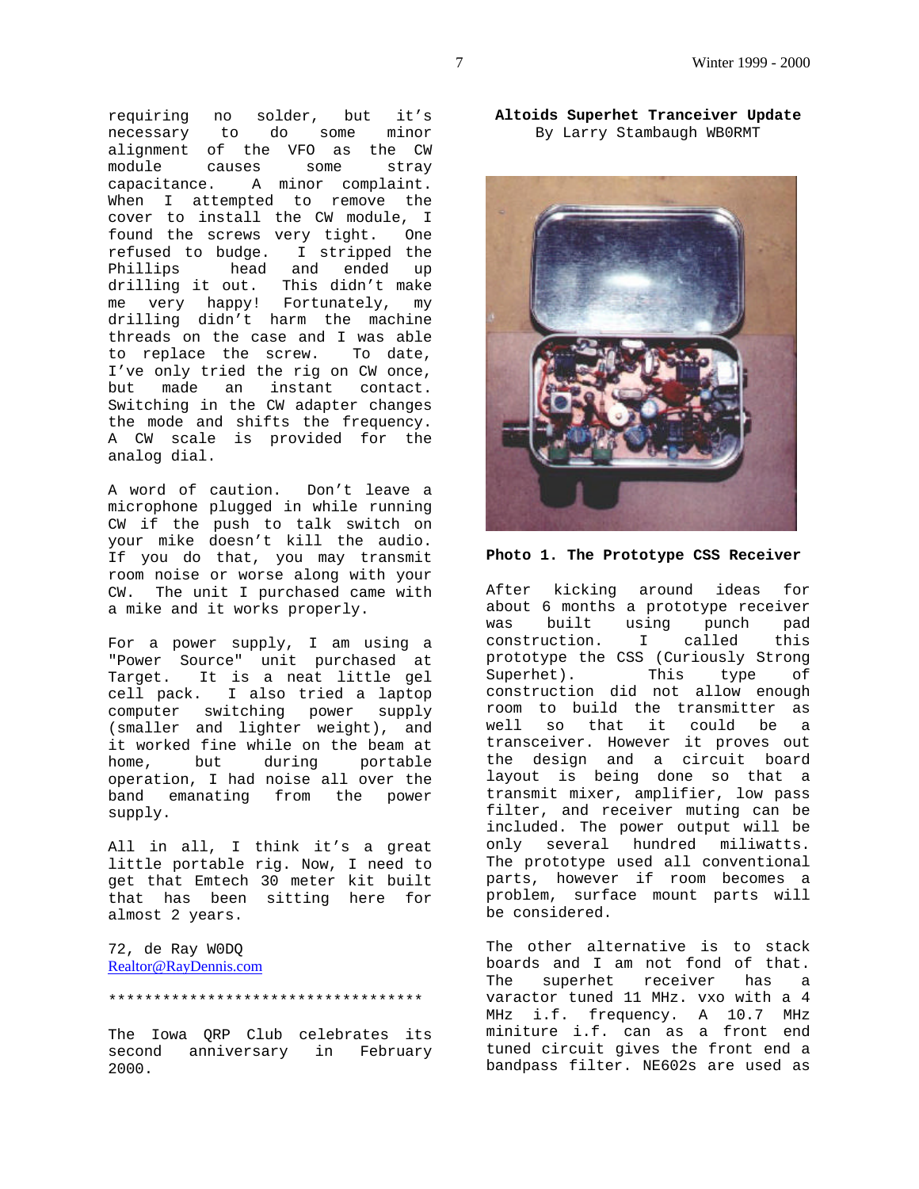requiring no solder, but it's necessary to do some minor alignment of the VFO as the CW module causes some stray capacitance. A minor complaint. When I attempted to remove the cover to install the CW module, I found the screws very tight. One refused to budge. I stripped the Phillips head and ended up drilling it out. This didn't make me very happy! Fortunately, my drilling didn't harm the machine threads on the case and I was able to replace the screw. To date, I've only tried the rig on CW once, but made an instant contact. Switching in the CW adapter changes the mode and shifts the frequency. A CW scale is provided for the analog dial.

A word of caution. Don't leave a microphone plugged in while running CW if the push to talk switch on your mike doesn't kill the audio. If you do that, you may transmit room noise or worse along with your CW. The unit I purchased came with a mike and it works properly.

For a power supply, I am using a "Power Source" unit purchased at Target. It is a neat little gel cell pack. I also tried a laptop computer switching power supply (smaller and lighter weight), and it worked fine while on the beam at home, but during portable operation, I had noise all over the band emanating from the power supply.

All in all, I think it's a great little portable rig. Now, I need to get that Emtech 30 meter kit built that has been sitting here for almost 2 years.

72, de Ray W0DQ
Realtor@RayDennis.com

***********************************

The Iowa QRP Club celebrates its second anniversary in February 2000.

**Altoids Superhet Tranceiver Update**
By Larry Stambaugh WB0RMT

**Photo 1. The Prototype CSS Receiver**

After kicking around ideas for about 6 months a prototype receiver was built using punch pad construction. I called this prototype the CSS (Curiously Strong Superhet). This type of construction did not allow enough room to build the transmitter as well so that it could be a transceiver. However it proves out the design and a circuit board layout is being done so that a transmit mixer, amplifier, low pass filter, and receiver muting can be included. The power output will be only several hundred miliwatts. The prototype used all conventional parts, however if room becomes a problem, surface mount parts will be considered.

The other alternative is to stack boards and I am not fond of that. The superhet receiver has a varactor tuned 11 MHz. vxo with a 4 MHz i.f. frequency. A 10.7 MHz miniture i.f. can as a front end tuned circuit gives the front end a bandpass filter. NE602s are used as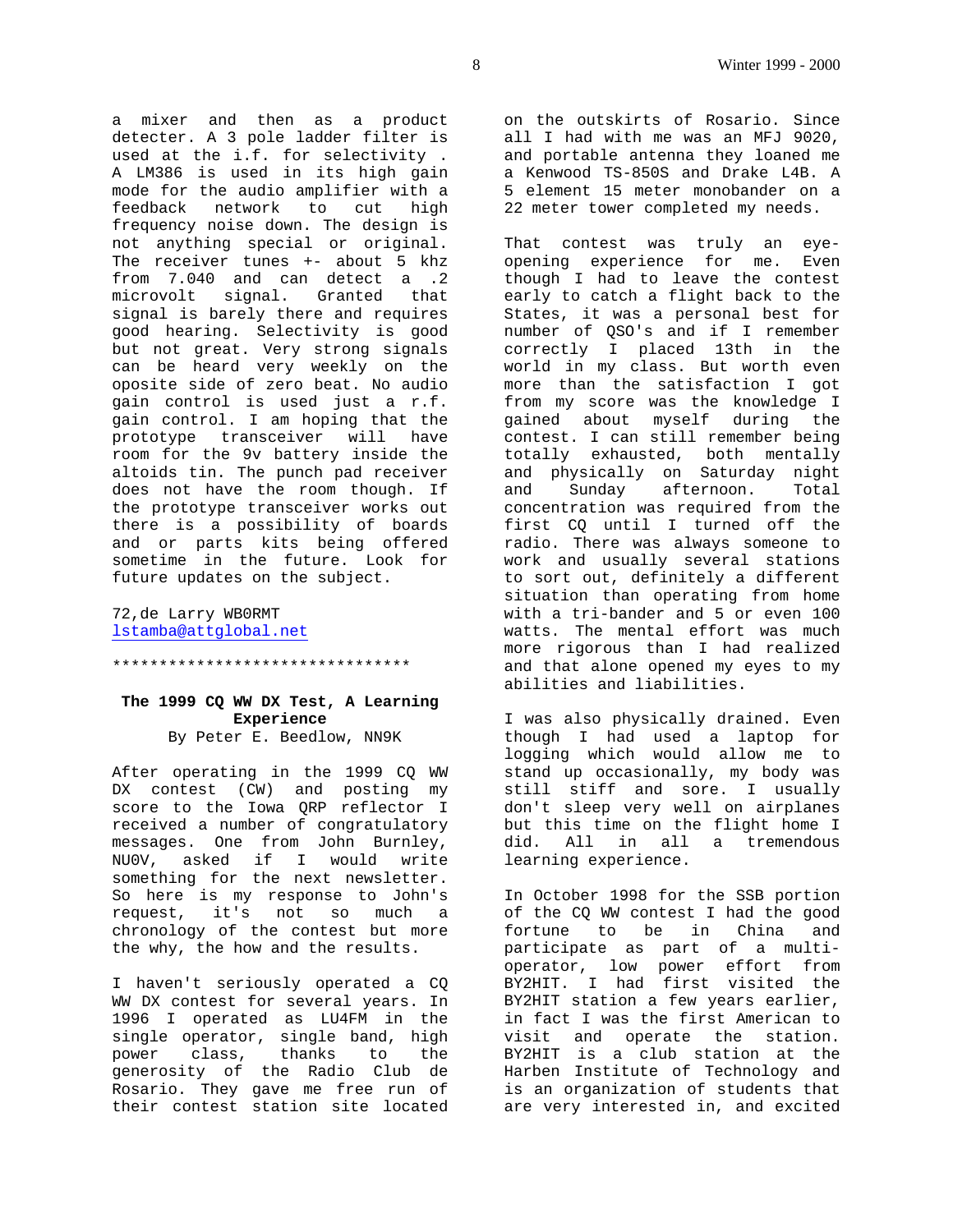a mixer and then as a product detecter. A 3 pole ladder filter is used at the i.f. for selectivity . A LM386 is used in its high gain mode for the audio amplifier with a feedback network to cut high frequency noise down. The design is not anything special or original. The receiver tunes +- about 5 khz from 7.040 and can detect a .2 microvolt signal. Granted that signal is barely there and requires good hearing. Selectivity is good but not great. Very strong signals can be heard very weekly on the oposite side of zero beat. No audio gain control is used just a r.f. gain control. I am hoping that the prototype transceiver will have room for the 9v battery inside the altoids tin. The punch pad receiver does not have the room though. If the prototype transceiver works out there is a possibility of boards and or parts kits being offered sometime in the future. Look for future updates on the subject.

72,de Larry WB0RMT
lstamba@attglobal.net

********************************

**The 1999 CQ WW DX Test, A Learning Experience**
By Peter E. Beedlow, NN9K

After operating in the 1999 CQ WW DX contest (CW) and posting my score to the Iowa QRP reflector I received a number of congratulatory messages. One from John Burnley, NU0V, asked if I would write something for the next newsletter. So here is my response to John's request, it's not so much a chronology of the contest but more the why, the how and the results.

I haven't seriously operated a CQ WW DX contest for several years. In 1996 I operated as LU4FM in the single operator, single band, high power class, thanks to the generosity of the Radio Club de Rosario. They gave me free run of their contest station site located on the outskirts of Rosario. Since all I had with me was an MFJ 9020, and portable antenna they loaned me a Kenwood TS-850S and Drake L4B. A 5 element 15 meter monobander on a 22 meter tower completed my needs.

That contest was truly an eye-opening experience for me. Even though I had to leave the contest early to catch a flight back to the States, it was a personal best for number of QSO's and if I remember correctly I placed 13th in the world in my class. But worth even more than the satisfaction I got from my score was the knowledge I gained about myself during the contest. I can still remember being totally exhausted, both mentally and physically on Saturday night and Sunday afternoon. Total concentration was required from the first CQ until I turned off the radio. There was always someone to work and usually several stations to sort out, definitely a different situation than operating from home with a tri-bander and 5 or even 100 watts. The mental effort was much more rigorous than I had realized and that alone opened my eyes to my abilities and liabilities.

I was also physically drained. Even though I had used a laptop for logging which would allow me to stand up occasionally, my body was still stiff and sore. I usually don't sleep very well on airplanes but this time on the flight home I did. All in all a tremendous learning experience.

In October 1998 for the SSB portion of the CQ WW contest I had the good fortune to be in China and participate as part of a multi-operator, low power effort from BY2HIT. I had first visited the BY2HIT station a few years earlier, in fact I was the first American to visit and operate the station. BY2HIT is a club station at the Harben Institute of Technology and is an organization of students that are very interested in, and excited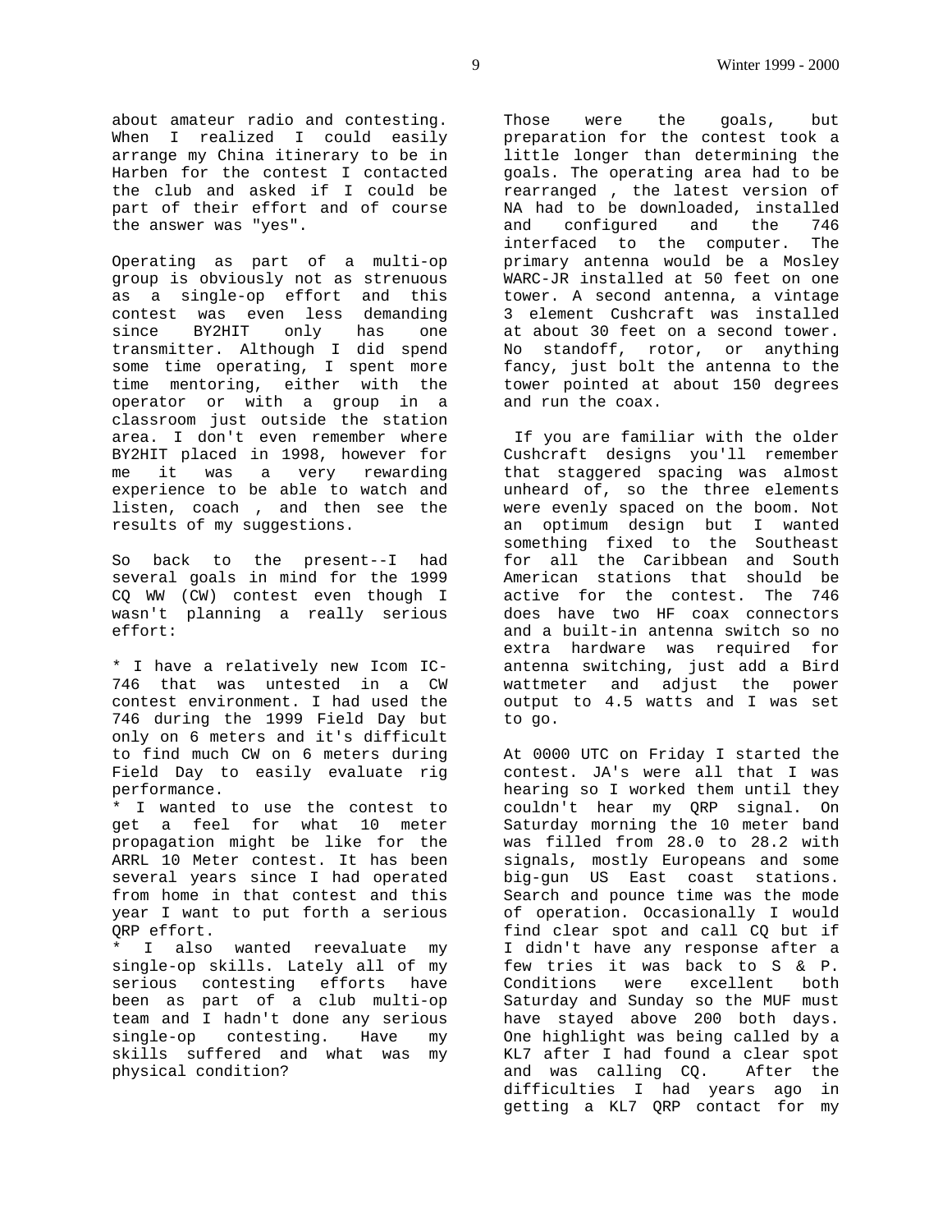about amateur radio and contesting. When I realized I could easily arrange my China itinerary to be in Harben for the contest I contacted the club and asked if I could be part of their effort and of course the answer was "yes".

Operating as part of a multi-op group is obviously not as strenuous as a single-op effort and this contest was even less demanding since BY2HIT only has one transmitter. Although I did spend some time operating, I spent more time mentoring, either with the operator or with a group in a classroom just outside the station area. I don't even remember where BY2HIT placed in 1998, however for me it was a very rewarding experience to be able to watch and listen, coach , and then see the results of my suggestions.

So back to the present--I had several goals in mind for the 1999 CQ WW (CW) contest even though I wasn't planning a really serious effort:

* I have a relatively new Icom IC-746 that was untested in a CW contest environment. I had used the 746 during the 1999 Field Day but only on 6 meters and it's difficult to find much CW on 6 meters during Field Day to easily evaluate rig performance.
* I wanted to use the contest to get a feel for what 10 meter propagation might be like for the ARRL 10 Meter contest. It has been several years since I had operated from home in that contest and this year I want to put forth a serious QRP effort.
* I also wanted reevaluate my single-op skills. Lately all of my serious contesting efforts have been as part of a club multi-op team and I hadn't done any serious single-op contesting. Have my skills suffered and what was my physical condition?

Those were the goals, but preparation for the contest took a little longer than determining the goals. The operating area had to be rearranged , the latest version of NA had to be downloaded, installed and configured and the 746 interfaced to the computer. The primary antenna would be a Mosley WARC-JR installed at 50 feet on one tower. A second antenna, a vintage 3 element Cushcraft was installed at about 30 feet on a second tower. No standoff, rotor, or anything fancy, just bolt the antenna to the tower pointed at about 150 degrees and run the coax.

If you are familiar with the older Cushcraft designs you'll remember that staggered spacing was almost unheard of, so the three elements were evenly spaced on the boom. Not an optimum design but I wanted something fixed to the Southeast for all the Caribbean and South American stations that should be active for the contest. The 746 does have two HF coax connectors and a built-in antenna switch so no extra hardware was required for antenna switching, just add a Bird wattmeter and adjust the power output to 4.5 watts and I was set to go.

At 0000 UTC on Friday I started the contest. JA's were all that I was hearing so I worked them until they couldn't hear my QRP signal. On Saturday morning the 10 meter band was filled from 28.0 to 28.2 with signals, mostly Europeans and some big-gun US East coast stations. Search and pounce time was the mode of operation. Occasionally I would find clear spot and call CQ but if I didn't have any response after a few tries it was back to S & P. Conditions were excellent both Saturday and Sunday so the MUF must have stayed above 200 both days. One highlight was being called by a KL7 after I had found a clear spot and was calling CQ. After the difficulties I had years ago in getting a KL7 QRP contact for my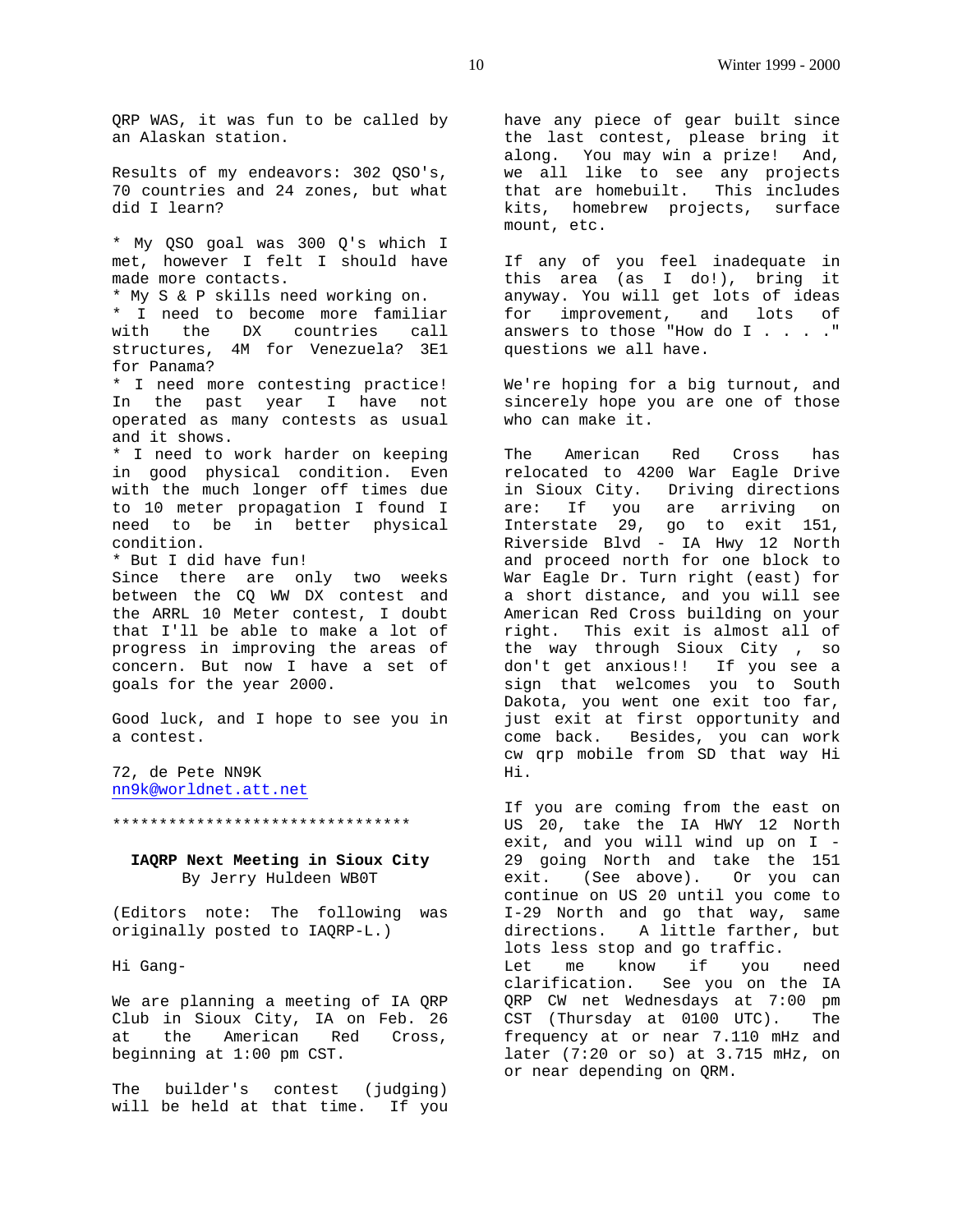QRP WAS, it was fun to be called by an Alaskan station.

Results of my endeavors: 302 QSO's, 70 countries and 24 zones, but what did I learn?

* My QSO goal was 300 Q's which I met, however I felt I should have made more contacts.
* My S & P skills need working on.
* I need to become more familiar with the DX countries call structures, 4M for Venezuela? 3E1 for Panama?
* I need more contesting practice! In the past year I have not operated as many contests as usual and it shows.
* I need to work harder on keeping in good physical condition. Even with the much longer off times due to 10 meter propagation I found I need to be in better physical condition.
* But I did have fun!

Since there are only two weeks between the CQ WW DX contest and the ARRL 10 Meter contest, I doubt that I'll be able to make a lot of progress in improving the areas of concern. But now I have a set of goals for the year 2000.

Good luck, and I hope to see you in a contest.

72, de Pete NN9K
nn9k@worldnet.att.net

*********************************

## IAQRP Next Meeting in Sioux City

By Jerry Huldeen WB0T

(Editors note: The following was originally posted to IAQRP-L.)

Hi Gang-

We are planning a meeting of IA QRP Club in Sioux City, IA on Feb. 26 at the American Red Cross, beginning at 1:00 pm CST.

The builder's contest (judging) will be held at that time. If you have any piece of gear built since the last contest, please bring it along. You may win a prize! And, we all like to see any projects that are homebuilt. This includes kits, homebrew projects, surface mount, etc.

If any of you feel inadequate in this area (as I do!), bring it anyway. You will get lots of ideas for improvement, and lots of answers to those "How do I . . . ." questions we all have.

We're hoping for a big turnout, and sincerely hope you are one of those who can make it.

The American Red Cross has relocated to 4200 War Eagle Drive in Sioux City. Driving directions are: If you are arriving on Interstate 29, go to exit 151, Riverside Blvd - IA Hwy 12 North and proceed north for one block to War Eagle Dr. Turn right (east) for a short distance, and you will see American Red Cross building on your right. This exit is almost all of the way through Sioux City , so don't get anxious!! If you see a sign that welcomes you to South Dakota, you went one exit too far, just exit at first opportunity and come back. Besides, you can work cw qrp mobile from SD that way Hi Hi.

If you are coming from the east on US 20, take the IA HWY 12 North exit, and you will wind up on I - 29 going North and take the 151 exit. (See above). Or you can continue on US 20 until you come to I-29 North and go that way, same directions. A little farther, but lots less stop and go traffic.

Let me know if you need clarification. See you on the IA QRP CW net Wednesdays at 7:00 pm CST (Thursday at 0100 UTC). The frequency at or near 7.110 mHz and later (7:20 or so) at 3.715 mHz, on or near depending on QRM.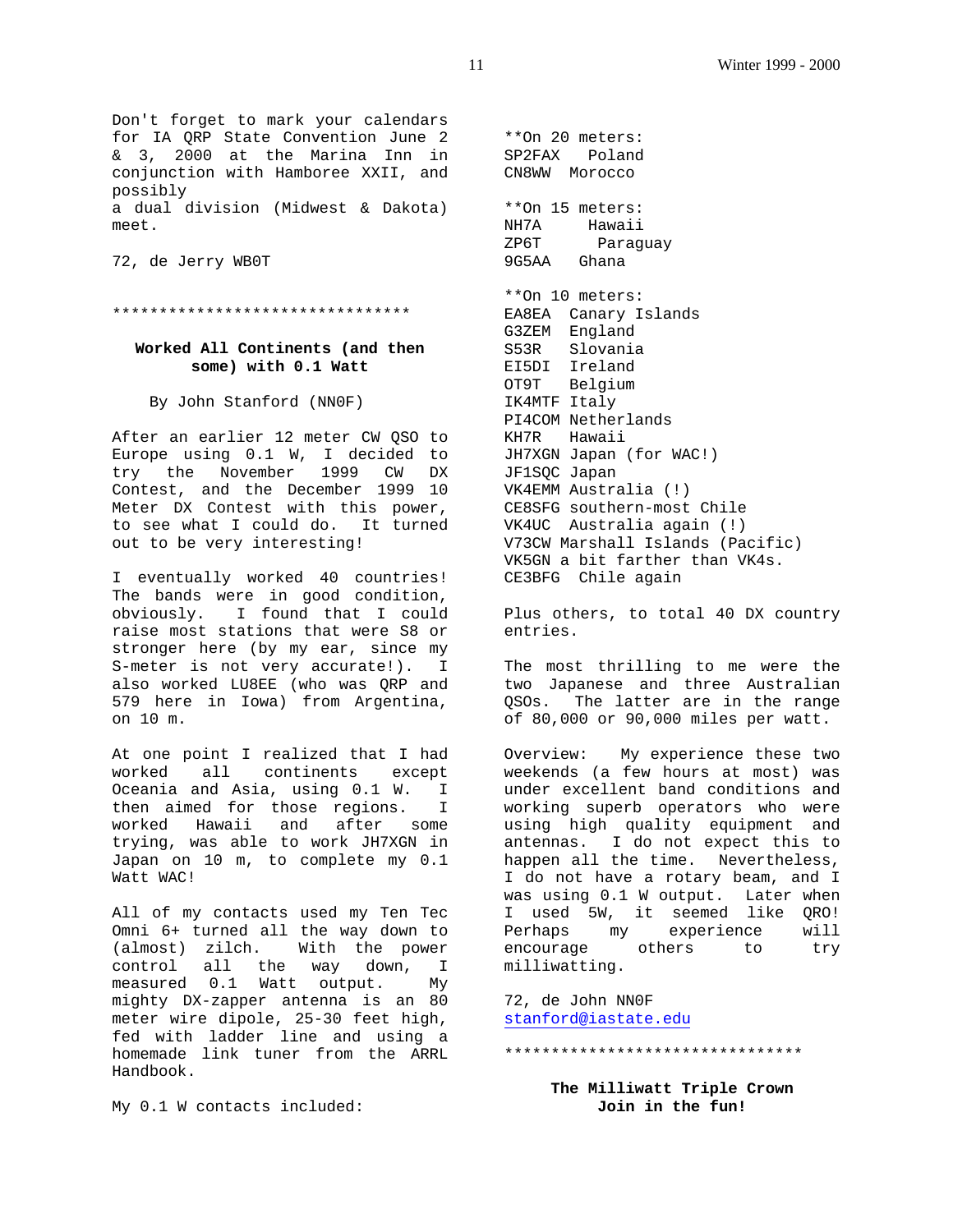Don't forget to mark your calendars for IA QRP State Convention June 2 & 3, 2000 at the Marina Inn in conjunction with Hamboree XXII, and possibly
a dual division (Midwest & Dakota) meet.

72, de Jerry WB0T

********************************

## Worked All Continents (and then some) with 0.1 Watt

By John Stanford (NN0F)

After an earlier 12 meter CW QSO to Europe using 0.1 W, I decided to try the November 1999 CW DX Contest, and the December 1999 10 Meter DX Contest with this power, to see what I could do. It turned out to be very interesting!

I eventually worked 40 countries! The bands were in good condition, obviously. I found that I could raise most stations that were S8 or stronger here (by my ear, since my S-meter is not very accurate!). I also worked LU8EE (who was QRP and 579 here in Iowa) from Argentina, on 10 m.

At one point I realized that I had worked all continents except Oceania and Asia, using 0.1 W. I then aimed for those regions. I worked Hawaii and after some trying, was able to work JH7XGN in Japan on 10 m, to complete my 0.1 Watt WAC!

All of my contacts used my Ten Tec Omni 6+ turned all the way down to (almost) zilch. With the power control all the way down, I measured 0.1 Watt output. My mighty DX-zapper antenna is an 80 meter wire dipole, 25-30 feet high, fed with ladder line and using a homemade link tuner from the ARRL Handbook.

My 0.1 W contacts included:

**On 20 meters:
SP2FAX Poland
CN8WW Morocco

**On 15 meters:
NH7A Hawaii
ZP6T Paraguay
9G5AA Ghana

**On 10 meters:
EA8EA Canary Islands
G3ZEM England
S53R Slovania
EI5DI Ireland
OT9T Belgium
IK4MTF Italy
PI4COM Netherlands
KH7R Hawaii
JH7XGN Japan (for WAC!)
JF1SQC Japan
VK4EMM Australia (!)
CE8SFG southern-most Chile
VK4UC Australia again (!)
V73CW Marshall Islands (Pacific)
VK5GN a bit farther than VK4s.
CE3BFG Chile again

Plus others, to total 40 DX country entries.

The most thrilling to me were the two Japanese and three Australian QSOs. The latter are in the range of 80,000 or 90,000 miles per watt.

Overview: My experience these two weekends (a few hours at most) was under excellent band conditions and working superb operators who were using high quality equipment and antennas. I do not expect this to happen all the time. Nevertheless, I do not have a rotary beam, and I was using 0.1 W output. Later when I used 5W, it seemed like QRO! Perhaps my experience will encourage others to try milliwatting.

72, de John NN0F
stanford@iastate.edu

********************************

## The Milliwatt Triple Crown
**Join in the fun!**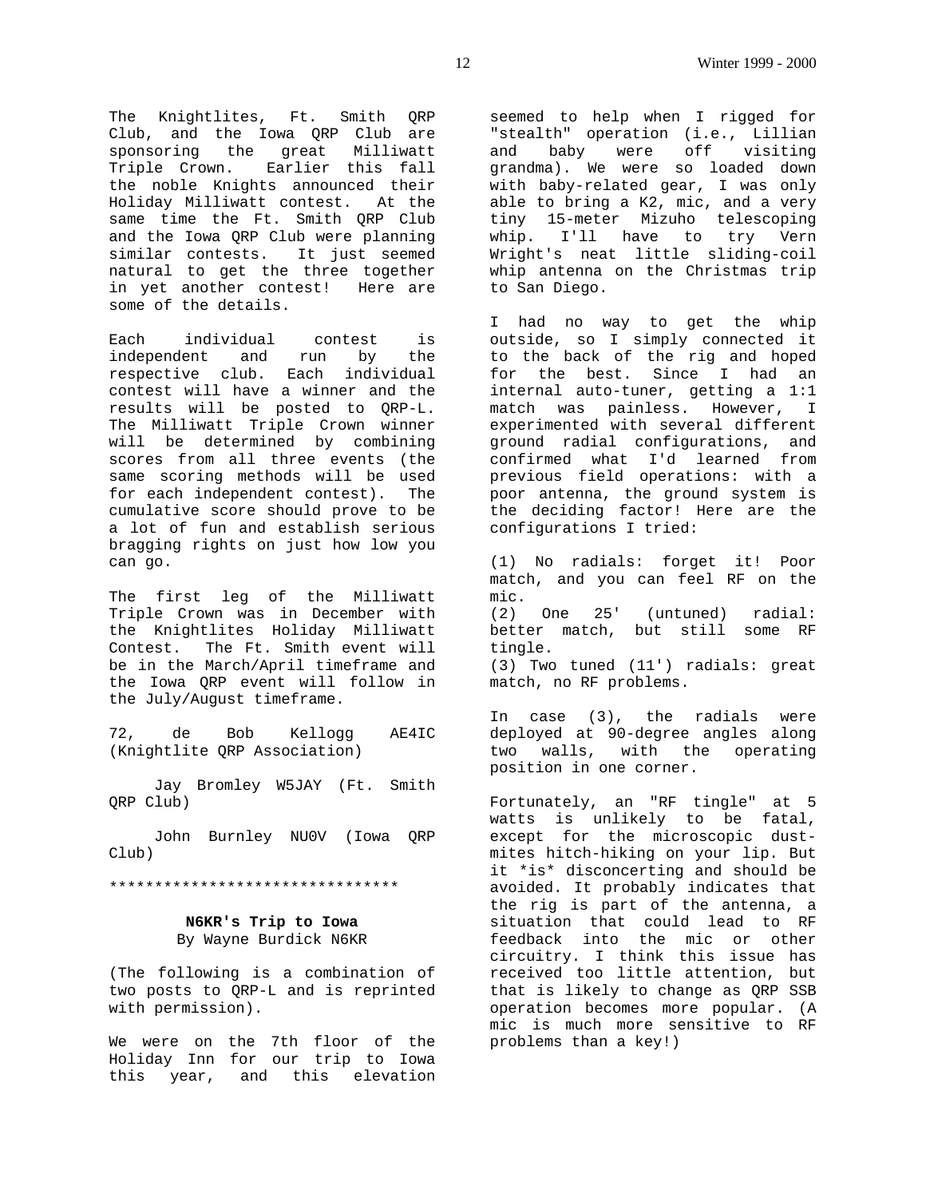The Knightlites, Ft. Smith QRP Club, and the Iowa QRP Club are sponsoring the great Milliwatt Triple Crown. Earlier this fall the noble Knights announced their Holiday Milliwatt contest. At the same time the Ft. Smith QRP Club and the Iowa QRP Club were planning similar contests. It just seemed natural to get the three together in yet another contest! Here are some of the details.

Each individual contest is independent and run by the respective club. Each individual contest will have a winner and the results will be posted to QRP-L. The Milliwatt Triple Crown winner will be determined by combining scores from all three events (the same scoring methods will be used for each independent contest). The cumulative score should prove to be a lot of fun and establish serious bragging rights on just how low you can go.

The first leg of the Milliwatt Triple Crown was in December with the Knightlites Holiday Milliwatt Contest. The Ft. Smith event will be in the March/April timeframe and the Iowa QRP event will follow in the July/August timeframe.

72, de Bob Kellogg AE4IC (Knightlite QRP Association)

Jay Bromley W5JAY (Ft. Smith QRP Club)

John Burnley NU0V (Iowa QRP Club)

********************************

## N6KR's Trip to Iowa

By Wayne Burdick N6KR

(The following is a combination of two posts to QRP-L and is reprinted with permission).

We were on the 7th floor of the Holiday Inn for our trip to Iowa this year, and this elevation seemed to help when I rigged for "stealth" operation (i.e., Lillian and baby were off visiting grandma). We were so loaded down with baby-related gear, I was only able to bring a K2, mic, and a very tiny 15-meter Mizuho telescoping whip. I'll have to try Vern Wright's neat little sliding-coil whip antenna on the Christmas trip to San Diego.

I had no way to get the whip outside, so I simply connected it to the back of the rig and hoped for the best. Since I had an internal auto-tuner, getting a 1:1 match was painless. However, I experimented with several different ground radial configurations, and confirmed what I'd learned from previous field operations: with a poor antenna, the ground system is the deciding factor! Here are the configurations I tried:

(1) No radials: forget it! Poor match, and you can feel RF on the mic.
(2) One 25' (untuned) radial: better match, but still some RF tingle.
(3) Two tuned (11') radials: great match, no RF problems.

In case (3), the radials were deployed at 90-degree angles along two walls, with the operating position in one corner.

Fortunately, an "RF tingle" at 5 watts is unlikely to be fatal, except for the microscopic dust-mites hitch-hiking on your lip. But it *is* disconcerting and should be avoided. It probably indicates that the rig is part of the antenna, a situation that could lead to RF feedback into the mic or other circuitry. I think this issue has received too little attention, but that is likely to change as QRP SSB operation becomes more popular. (A mic is much more sensitive to RF problems than a key!)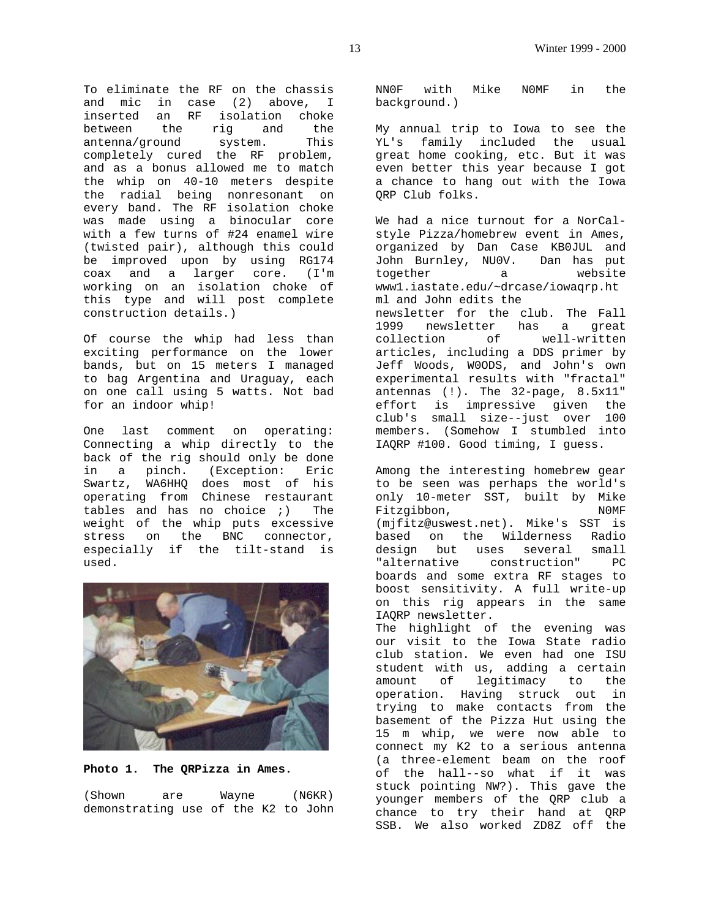To eliminate the RF on the chassis and mic in case (2) above, I inserted an RF isolation choke between the rig and the antenna/ground system. This completely cured the RF problem, and as a bonus allowed me to match the whip on 40-10 meters despite the radial being nonresonant on every band. The RF isolation choke was made using a binocular core with a few turns of #24 enamel wire (twisted pair), although this could be improved upon by using RG174 coax and a larger core. (I'm working on an isolation choke of this type and will post complete construction details.)

Of course the whip had less than exciting performance on the lower bands, but on 15 meters I managed to bag Argentina and Uraguay, each on one call using 5 watts. Not bad for an indoor whip!

One last comment on operating: Connecting a whip directly to the back of the rig should only be done in a pinch. (Exception: Eric Swartz, WA6HHQ does most of his operating from Chinese restaurant tables and has no choice ;) The weight of the whip puts excessive stress on the BNC connector, especially if the tilt-stand is used.

**Photo 1. The QRPizza in Ames.**

(Shown are Wayne (N6KR) demonstrating use of the K2 to John NN0F with Mike N0MF in the background.)

My annual trip to Iowa to see the YL's family included the usual great home cooking, etc. But it was even better this year because I got a chance to hang out with the Iowa QRP Club folks.

We had a nice turnout for a NorCal-style Pizza/homebrew event in Ames, organized by Dan Case KB0JUL and John Burnley, NU0V. Dan has put together a website www1.iastate.edu/~drcase/iowaqrp.html and John edits the newsletter for the club. The Fall 1999 newsletter has a great collection of well-written articles, including a DDS primer by Jeff Woods, W0ODS, and John's own experimental results with "fractal" antennas (!). The 32-page, 8.5x11" effort is impressive given the club's small size--just over 100 members. (Somehow I stumbled into IAQRP #100. Good timing, I guess.

Among the interesting homebrew gear to be seen was perhaps the world's only 10-meter SST, built by Mike Fitzgibbon, N0MF (mjfitz@uswest.net). Mike's SST is based on the Wilderness Radio design but uses several small "alternative construction" PC boards and some extra RF stages to boost sensitivity. A full write-up on this rig appears in the same IAQRP newsletter.

The highlight of the evening was our visit to the Iowa State radio club station. We even had one ISU student with us, adding a certain amount of legitimacy to the operation. Having struck out in trying to make contacts from the basement of the Pizza Hut using the 15 m whip, we were now able to connect my K2 to a serious antenna (a three-element beam on the roof of the hall--so what if it was stuck pointing NW?). This gave the younger members of the QRP club a chance to try their hand at QRP SSB. We also worked ZD8Z off the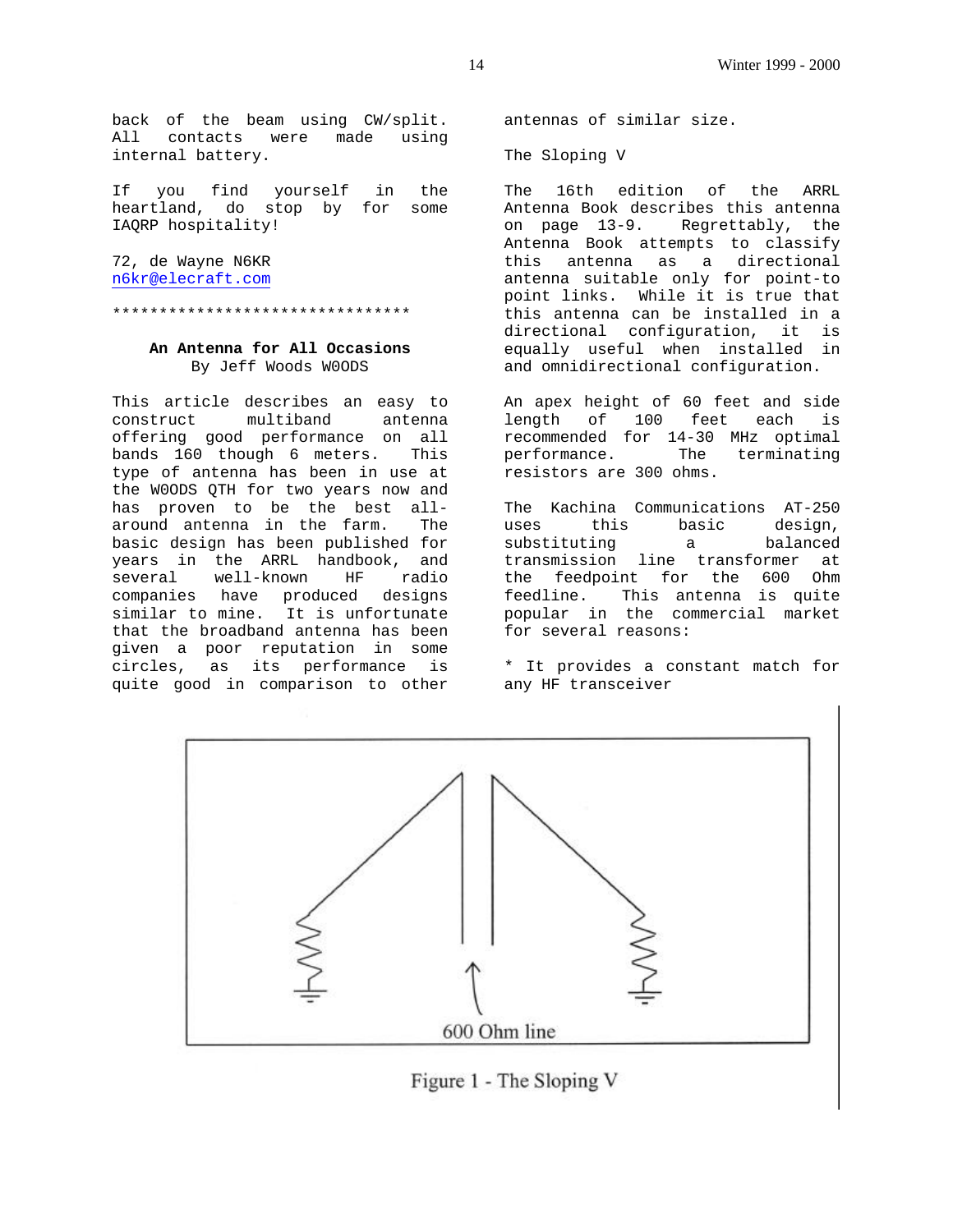back of the beam using CW/split. All contacts were made using internal battery.

If you find yourself in the heartland, do stop by for some IAQRP hospitality!

72, de Wayne N6KR
n6kr@elecraft.com

*********************************

## An Antenna for All Occasions

By Jeff Woods W0ODS

This article describes an easy to construct multiband antenna offering good performance on all bands 160 though 6 meters. This type of antenna has been in use at the W0ODS QTH for two years now and has proven to be the best all-around antenna in the farm. The basic design has been published for years in the ARRL handbook, and several well-known HF radio companies have produced designs similar to mine. It is unfortunate that the broadband antenna has been given a poor reputation in some circles, as its performance is quite good in comparison to other antennas of similar size.

### The Sloping V

The 16th edition of the ARRL Antenna Book describes this antenna on page 13-9. Regrettably, the Antenna Book attempts to classify this antenna as a directional antenna suitable only for point-to point links. While it is true that this antenna can be installed in a directional configuration, it is equally useful when installed in and omnidirectional configuration.

An apex height of 60 feet and side length of 100 feet each is recommended for 14-30 MHz optimal performance. The terminating resistors are 300 ohms.

The Kachina Communications AT-250 uses this basic design, substituting a balanced transmission line transformer at the feedpoint for the 600 Ohm feedline. This antenna is quite popular in the commercial market for several reasons:

* It provides a constant match for any HF transceiver

600 Ohm line

Figure 1 - The Sloping V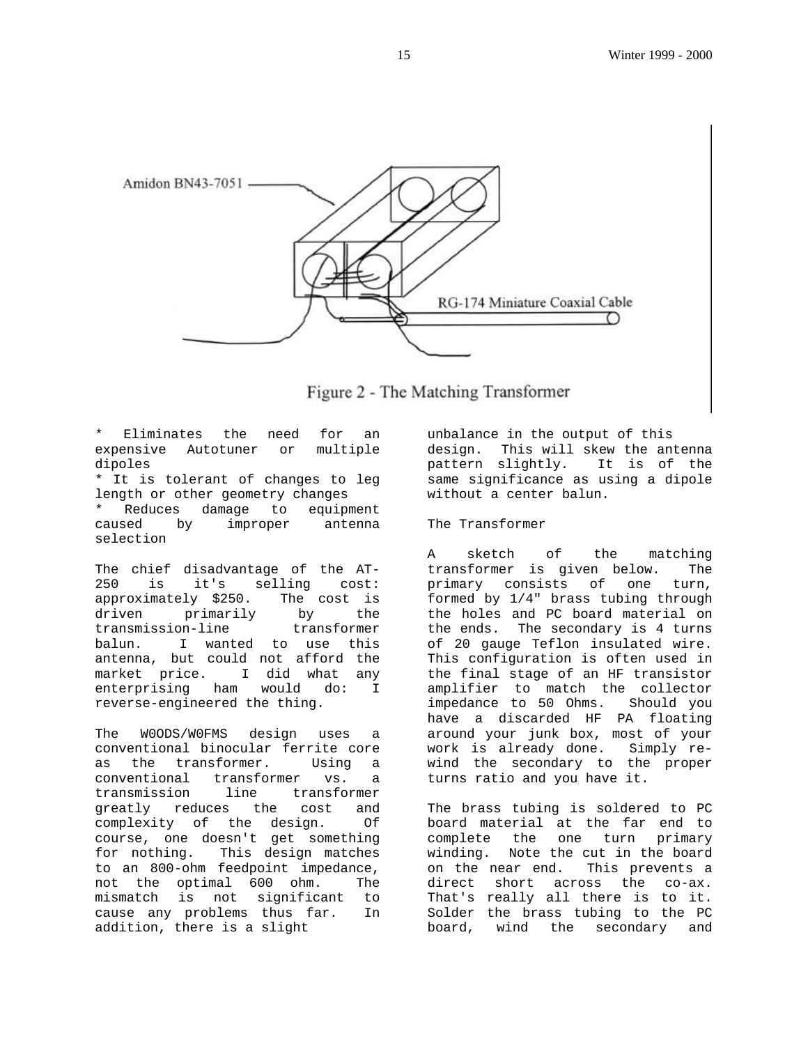Amidon BN43-7051

RG-174 Miniature Coaxial Cable

Figure 2 - The Matching Transformer

* Eliminates the need for an expensive Autotuner or multiple dipoles
* It is tolerant of changes to leg length or other geometry changes
* Reduces damage to equipment caused by improper antenna selection

The chief disadvantage of the AT-250 is it's selling cost: approximately $250. The cost is driven primarily by the transmission-line transformer balun. I wanted to use this antenna, but could not afford the market price. I did what any enterprising ham would do: I reverse-engineered the thing.

The W0ODS/W0FMS design uses a conventional binocular ferrite core as the transformer. Using a conventional transformer vs. a transmission line transformer greatly reduces the cost and complexity of the design. Of course, one doesn't get something for nothing. This design matches to an 800-ohm feedpoint impedance, not the optimal 600 ohm. The mismatch is not significant to cause any problems thus far. In addition, there is a slight unbalance in the output of this design. This will skew the antenna pattern slightly. It is of the same significance as using a dipole without a center balun.

The Transformer

A sketch of the matching transformer is given below. The primary consists of one turn, formed by 1/4" brass tubing through the holes and PC board material on the ends. The secondary is 4 turns of 20 gauge Teflon insulated wire. This configuration is often used in the final stage of an HF transistor amplifier to match the collector impedance to 50 Ohms. Should you have a discarded HF PA floating around your junk box, most of your work is already done. Simply re-wind the secondary to the proper turns ratio and you have it.

The brass tubing is soldered to PC board material at the far end to complete the one turn primary winding. Note the cut in the board on the near end. This prevents a direct short across the co-ax. That's really all there is to it. Solder the brass tubing to the PC board, wind the secondary and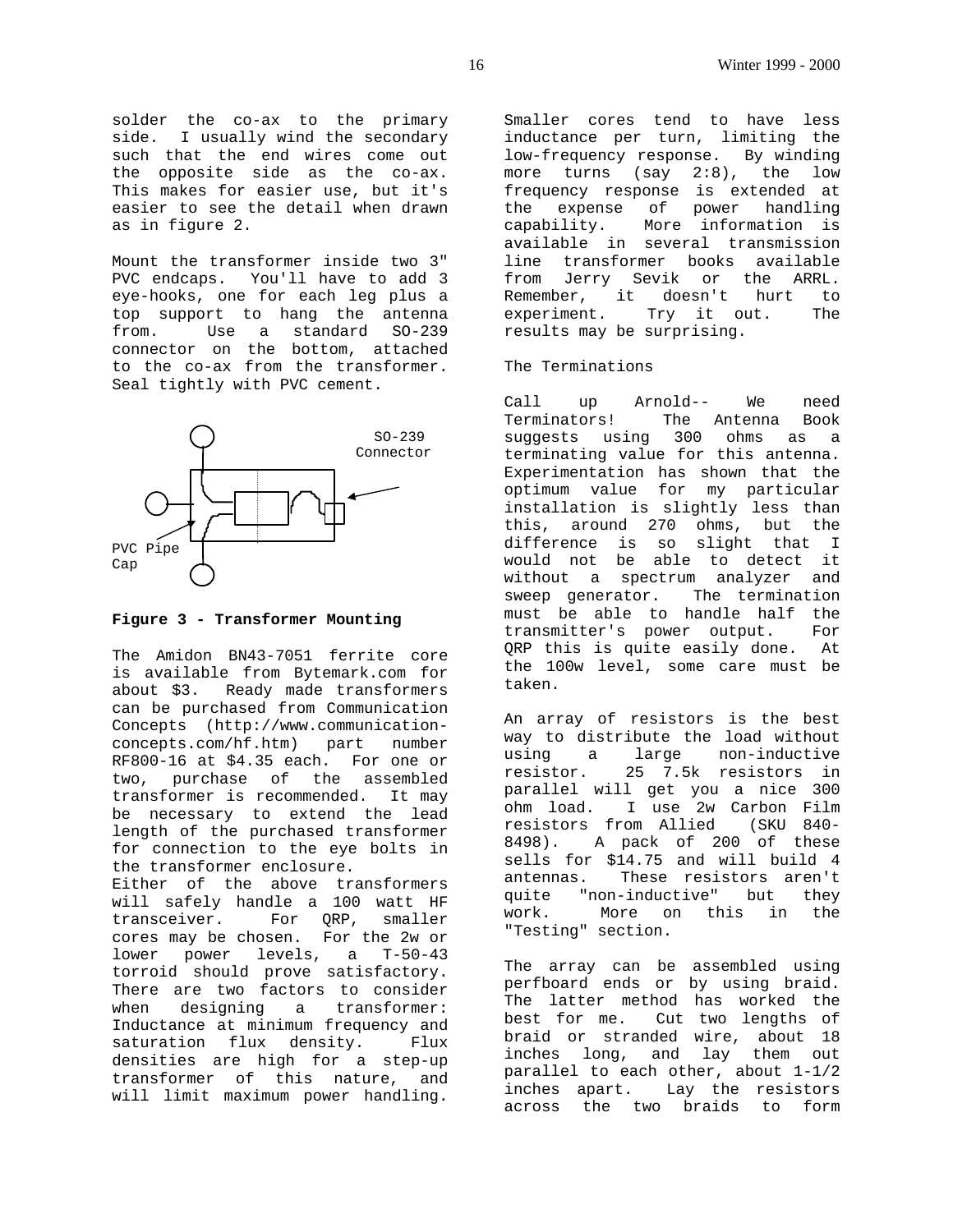solder the co-ax to the primary side. I usually wind the secondary such that the end wires come out the opposite side as the co-ax. This makes for easier use, but it's easier to see the detail when drawn as in figure 2.

Mount the transformer inside two 3" PVC endcaps. You'll have to add 3 eye-hooks, one for each leg plus a top support to hang the antenna from. Use a standard SO-239 connector on the bottom, attached to the co-ax from the transformer. Seal tightly with PVC cement.

SO-239 Connector

PVC Pipe Cap

**Figure 3 - Transformer Mounting**

The Amidon BN43-7051 ferrite core is available from Bytemark.com for about $3. Ready made transformers can be purchased from Communication Concepts (http://www.communication-concepts.com/hf.htm) part number RF800-16 at $4.35 each. For one or two, purchase of the assembled transformer is recommended. It may be necessary to extend the lead length of the purchased transformer for connection to the eye bolts in the transformer enclosure.

Either of the above transformers will safely handle a 100 watt HF transceiver. For QRP, smaller cores may be chosen. For the 2w or lower power levels, a T-50-43 torroid should prove satisfactory. There are two factors to consider when designing a transformer: Inductance at minimum frequency and saturation flux density. Flux densities are high for a step-up transformer of this nature, and will limit maximum power handling. Smaller cores tend to have less inductance per turn, limiting the low-frequency response. By winding more turns (say 2:8), the low frequency response is extended at the expense of power handling capability. More information is available in several transmission line transformer books available from Jerry Sevik or the ARRL. Remember, it doesn't hurt to experiment. Try it out. The results may be surprising.

The Terminations

Call up Arnold-- We need Terminators! The Antenna Book suggests using 300 ohms as a terminating value for this antenna. Experimentation has shown that the optimum value for my particular installation is slightly less than this, around 270 ohms, but the difference is so slight that I would not be able to detect it without a spectrum analyzer and sweep generator. The termination must be able to handle half the transmitter's power output. For QRP this is quite easily done. At the 100w level, some care must be taken.

An array of resistors is the best way to distribute the load without using a large non-inductive resistor. 25 7.5k resistors in parallel will get you a nice 300 ohm load. I use 2w Carbon Film resistors from Allied (SKU 840-8498). A pack of 200 of these sells for $14.75 and will build 4 antennas. These resistors aren't quite "non-inductive" but they work. More on this in the "Testing" section.

The array can be assembled using perfboard ends or by using braid. The latter method has worked the best for me. Cut two lengths of braid or stranded wire, about 18 inches long, and lay them out parallel to each other, about 1-1/2 inches apart. Lay the resistors across the two braids to form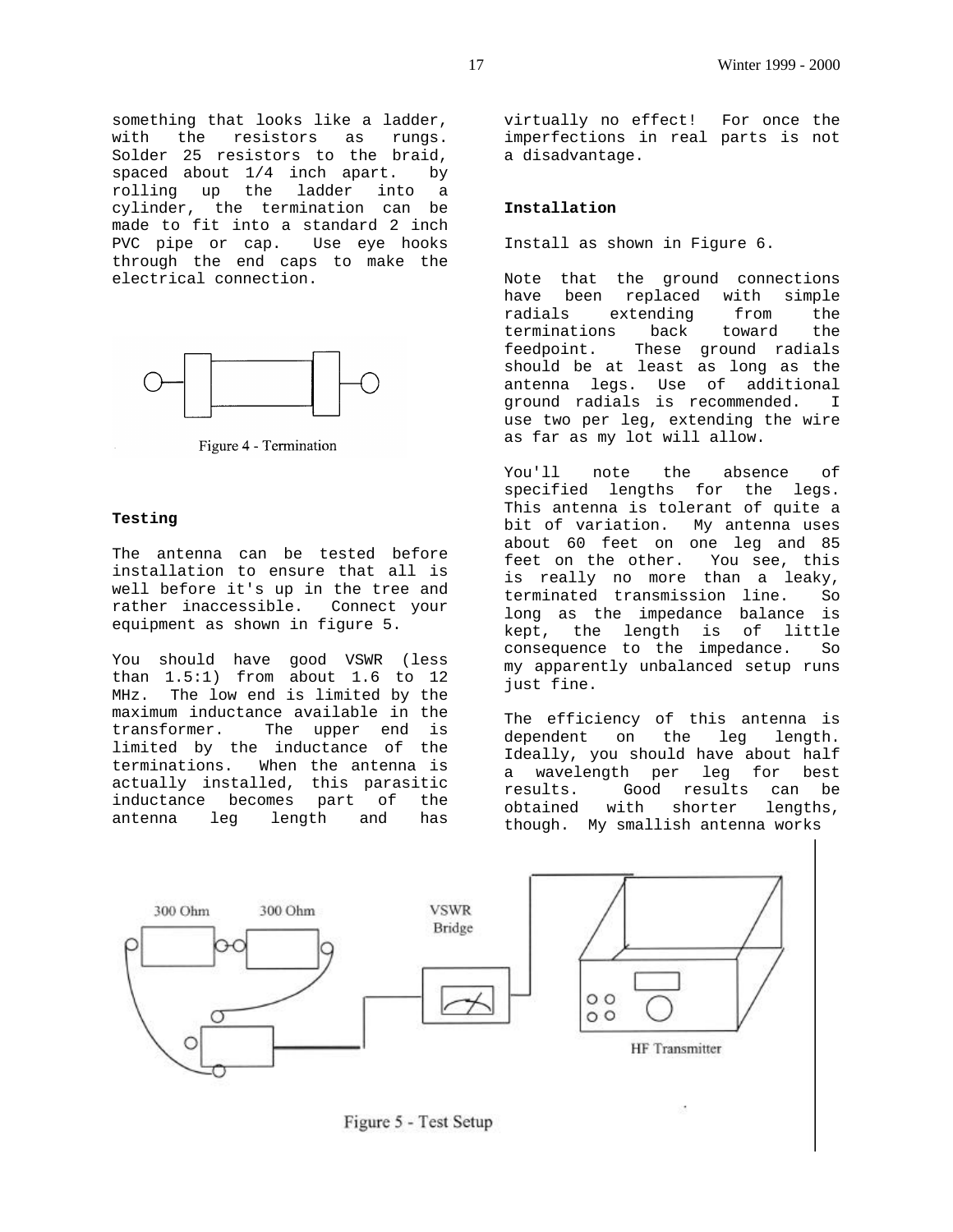something that looks like a ladder, with the resistors as rungs. Solder 25 resistors to the braid, spaced about 1/4 inch apart. by rolling up the ladder into a cylinder, the termination can be made to fit into a standard 2 inch PVC pipe or cap. Use eye hooks through the end caps to make the electrical connection.

Figure 4 - Termination

**Testing**

The antenna can be tested before installation to ensure that all is well before it's up in the tree and rather inaccessible. Connect your equipment as shown in figure 5.

You should have good VSWR (less than 1.5:1) from about 1.6 to 12 MHz. The low end is limited by the maximum inductance available in the transformer. The upper end is limited by the inductance of the terminations. When the antenna is actually installed, this parasitic inductance becomes part of the antenna leg length and has virtually no effect! For once the imperfections in real parts is not a disadvantage.

**Installation**

Install as shown in Figure 6.

Note that the ground connections have been replaced with simple radials extending from the terminations back toward the feedpoint. These ground radials should be at least as long as the antenna legs. Use of additional ground radials is recommended. I use two per leg, extending the wire as far as my lot will allow.

You'll note the absence of specified lengths for the legs. This antenna is tolerant of quite a bit of variation. My antenna uses about 60 feet on one leg and 85 feet on the other. You see, this is really no more than a leaky, terminated transmission line. So long as the impedance balance is kept, the length is of little consequence to the impedance. So my apparently unbalanced setup runs just fine.

The efficiency of this antenna is dependent on the leg length. Ideally, you should have about half a wavelength per leg for best results. Good results can be obtained with shorter lengths, though. My smallish antenna works

300 Ohm &nbsp; 300 Ohm &nbsp; VSWR Bridge &nbsp; HF Transmitter

Figure 5 - Test Setup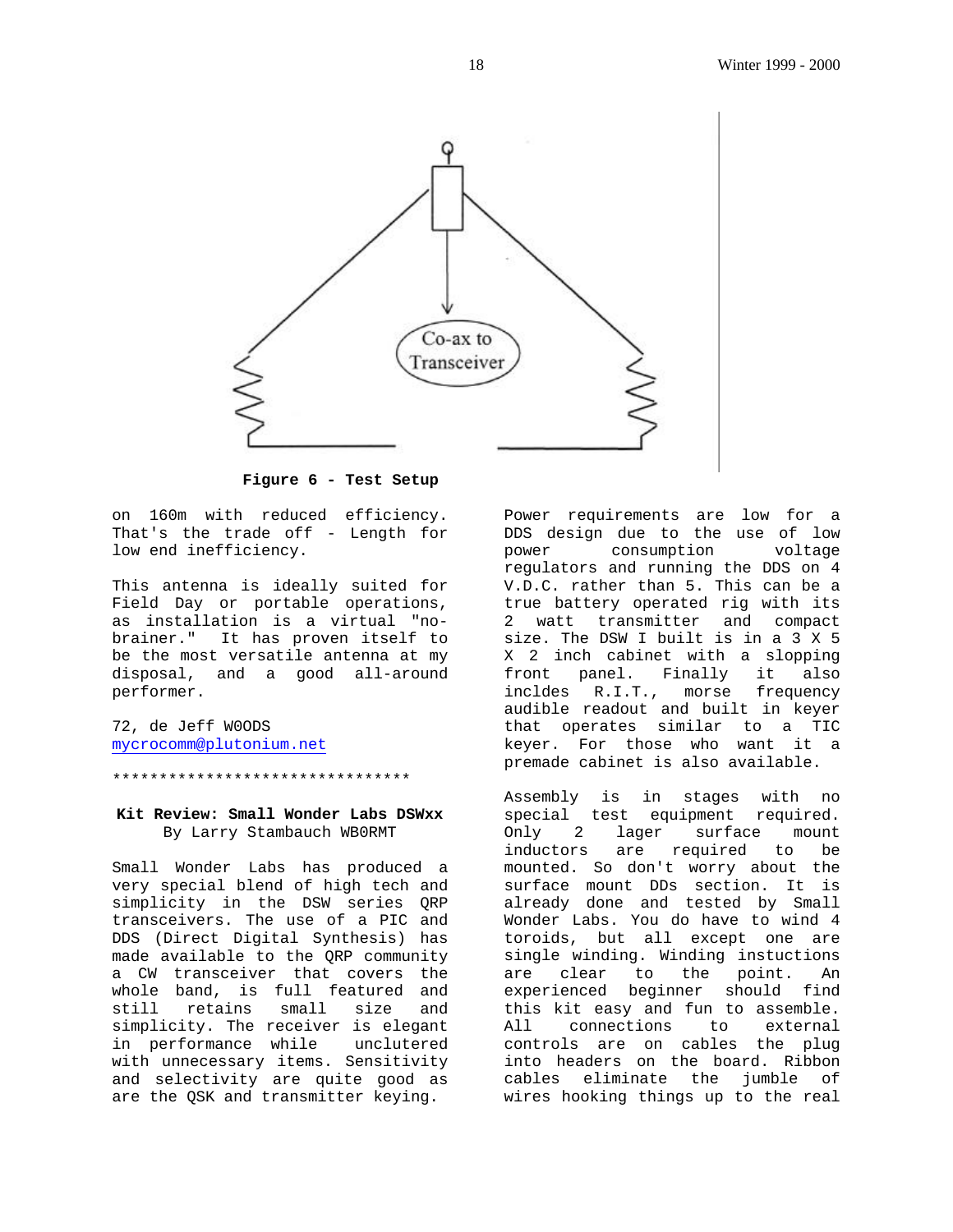Co-ax to Transceiver

**Figure 6 - Test Setup**

on 160m with reduced efficiency. That's the trade off - Length for low end inefficiency.

This antenna is ideally suited for Field Day or portable operations, as installation is a virtual "no-brainer." It has proven itself to be the most versatile antenna at my disposal, and a good all-around performer.

72, de Jeff W0ODS
mycrocomm@plutonium.net

*********************************

**Kit Review: Small Wonder Labs DSWxx**
By Larry Stambauch WB0RMT

Small Wonder Labs has produced a very special blend of high tech and simplicity in the DSW series QRP transceivers. The use of a PIC and DDS (Direct Digital Synthesis) has made available to the QRP community a CW transceiver that covers the whole band, is full featured and still retains small size and simplicity. The receiver is elegant in performance while unclutered with unnecessary items. Sensitivity and selectivity are quite good as are the QSK and transmitter keying.

Power requirements are low for a DDS design due to the use of low power consumption voltage regulators and running the DDS on 4 V.D.C. rather than 5. This can be a true battery operated rig with its 2 watt transmitter and compact size. The DSW I built is in a 3 X 5 X 2 inch cabinet with a slopping front panel. Finally it also inclides R.I.T., morse frequency audible readout and built in keyer that operates similar to a TIC keyer. For those who want it a premade cabinet is also available.

Assembly is in stages with no special test equipment required. Only 2 lager surface mount inductors are required to be mounted. So don't worry about the surface mount DDS section. It is already done and tested by Small Wonder Labs. You do have to wind 4 toroids, but all except one are single winding. Winding instuctions are clear to the point. An experienced beginner should find this kit easy and fun to assemble. All connections to external controls are on cables the plug into headers on the board. Ribbon cables eliminate the jumble of wires hooking things up to the real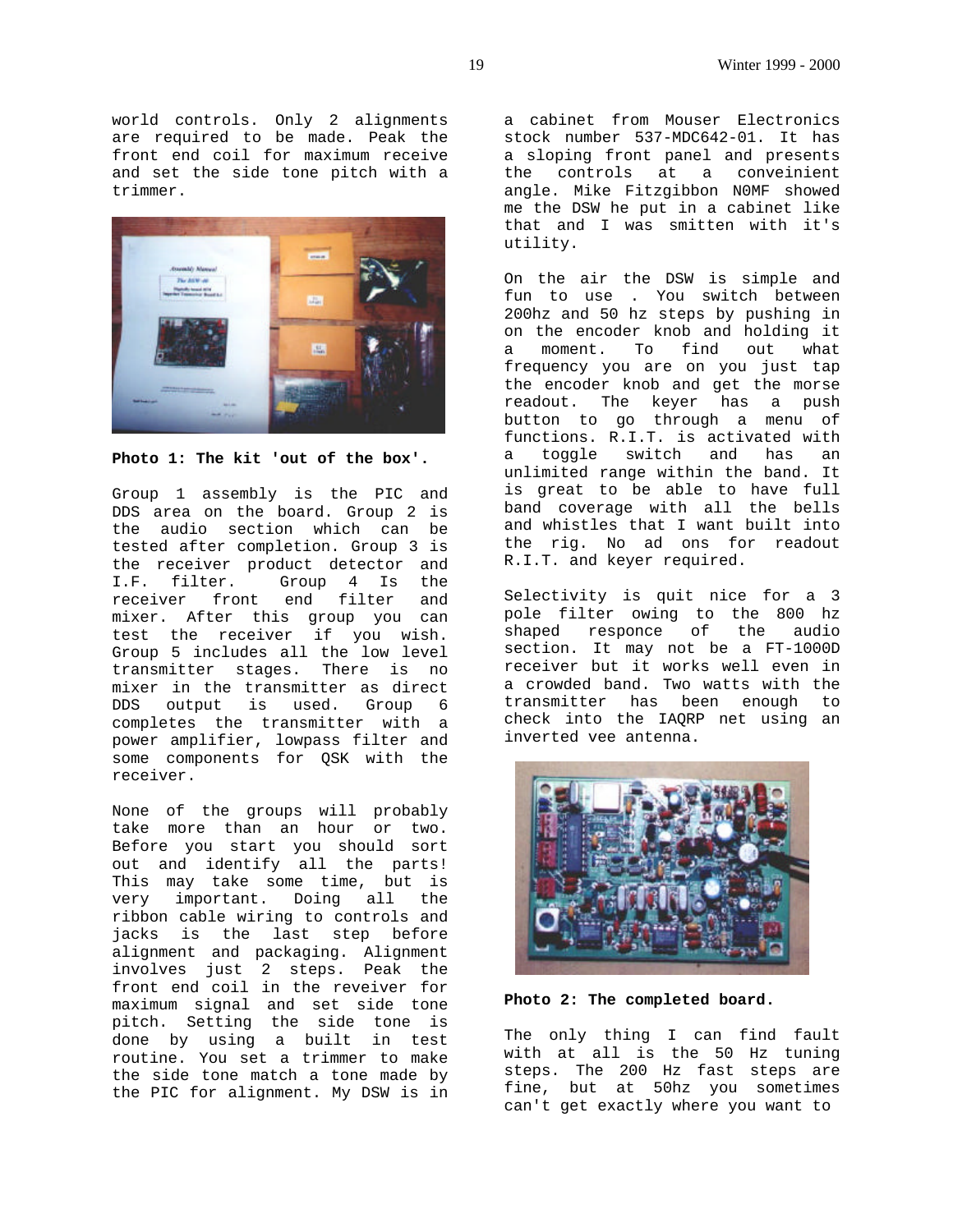world controls. Only 2 alignments are required to be made. Peak the front end coil for maximum receive and set the side tone pitch with a trimmer.

**Photo 1: The kit 'out of the box'.**

Group 1 assembly is the PIC and DDS area on the board. Group 2 is the audio section which can be tested after completion. Group 3 is the receiver product detector and I.F. filter. Group 4 Is the receiver front end filter and mixer. After this group you can test the receiver if you wish. Group 5 includes all the low level transmitter stages. There is no mixer in the transmitter as direct DDS output is used. Group 6 completes the transmitter with a power amplifier, lowpass filter and some components for QSK with the receiver.

None of the groups will probably take more than an hour or two. Before you start you should sort out and identify all the parts! This may take some time, but is very important. Doing all the ribbon cable wiring to controls and jacks is the last step before alignment and packaging. Alignment involves just 2 steps. Peak the front end coil in the reveiver for maximum signal and set side tone pitch. Setting the side tone is done by using a built in test routine. You set a trimmer to make the side tone match a tone made by the PIC for alignment. My DSW is in a cabinet from Mouser Electronics stock number 537-MDC642-01. It has a sloping front panel and presents the controls at a conveinient angle. Mike Fitzgibbon N0MF showed me the DSW he put in a cabinet like that and I was smitten with it's utility.

On the air the DSW is simple and fun to use . You switch between 200hz and 50 hz steps by pushing in on the encoder knob and holding it a moment. To find out what frequency you are on you just tap the encoder knob and get the morse readout. The keyer has a push button to go through a menu of functions. R.I.T. is activated with a toggle switch and has an unlimited range within the band. It is great to be able to have full band coverage with all the bells and whistles that I want built into the rig. No ad ons for readout R.I.T. and keyer required.

Selectivity is quit nice for a 3 pole filter owing to the 800 hz shaped responce of the audio section. It may not be a FT-1000D receiver but it works well even in a crowded band. Two watts with the transmitter has been enough to check into the IAQRP net using an inverted vee antenna.

**Photo 2: The completed board.**

The only thing I can find fault with at all is the 50 Hz tuning steps. The 200 Hz fast steps are fine, but at 50hz you sometimes can't get exactly where you want to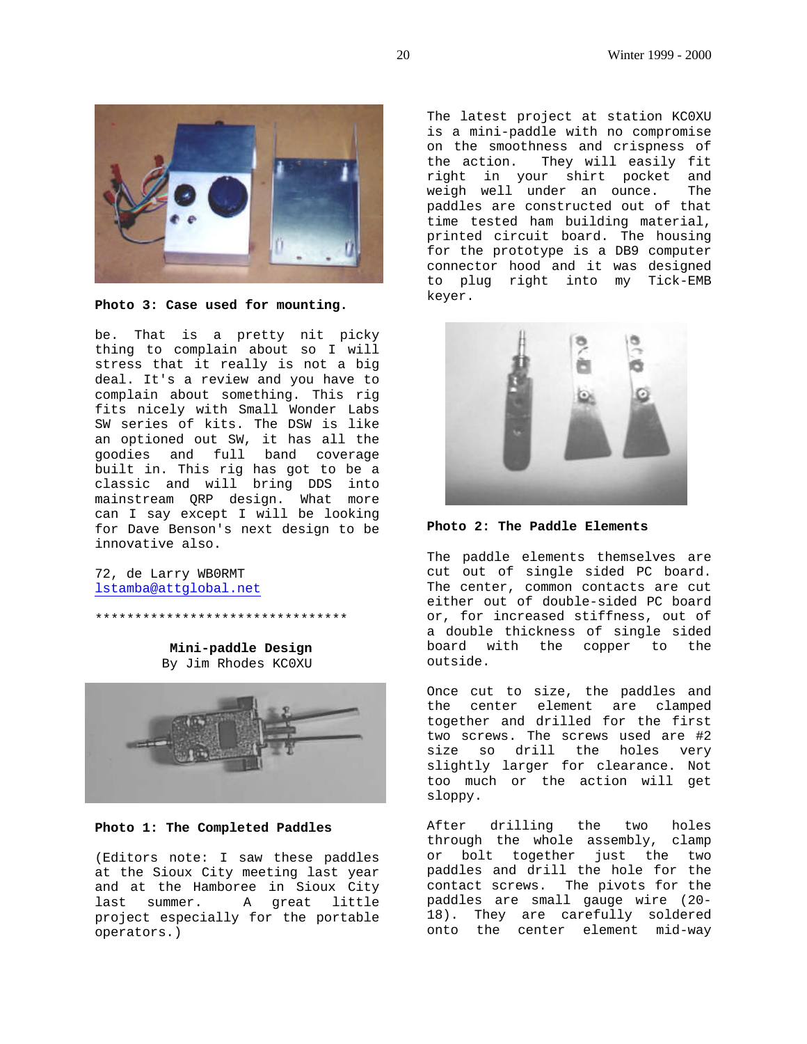Photo 3: Case used for mounting.

be. That is a pretty nit picky thing to complain about so I will stress that it really is not a big deal. It's a review and you have to complain about something. This rig fits nicely with Small Wonder Labs SW series of kits. The DSW is like an optioned out SW, it has all the goodies and full band coverage built in. This rig has got to be a classic and will bring DDS into mainstream QRP design. What more can I say except I will be looking for Dave Benson's next design to be innovative also.

72, de Larry WB0RMT
lstamba@attglobal.net

*********************************

## Mini-paddle Design

By Jim Rhodes KC0XU

**Photo 1: The Completed Paddles**

(Editors note: I saw these paddles at the Sioux City meeting last year and at the Hamboree in Sioux City last summer. A great little project especially for the portable operators.)

The latest project at station KC0XU is a mini-paddle with no compromise on the smoothness and crispness of the action. They will easily fit right in your shirt pocket and weigh well under an ounce. The paddles are constructed out of that time tested ham building material, printed circuit board. The housing for the prototype is a DB9 computer connector hood and it was designed to plug right into my Tick-EMB keyer.

**Photo 2: The Paddle Elements**

The paddle elements themselves are cut out of single sided PC board. The center, common contacts are cut either out of double-sided PC board or, for increased stiffness, out of a double thickness of single sided board with the copper to the outside.

Once cut to size, the paddles and the center element are clamped together and drilled for the first two screws. The screws used are #2 size so drill the holes very slightly larger for clearance. Not too much or the action will get sloppy.

After drilling the two holes through the whole assembly, clamp or bolt together just the two paddles and drill the hole for the contact screws. The pivots for the paddles are small gauge wire (20-18). They are carefully soldered onto the center element mid-way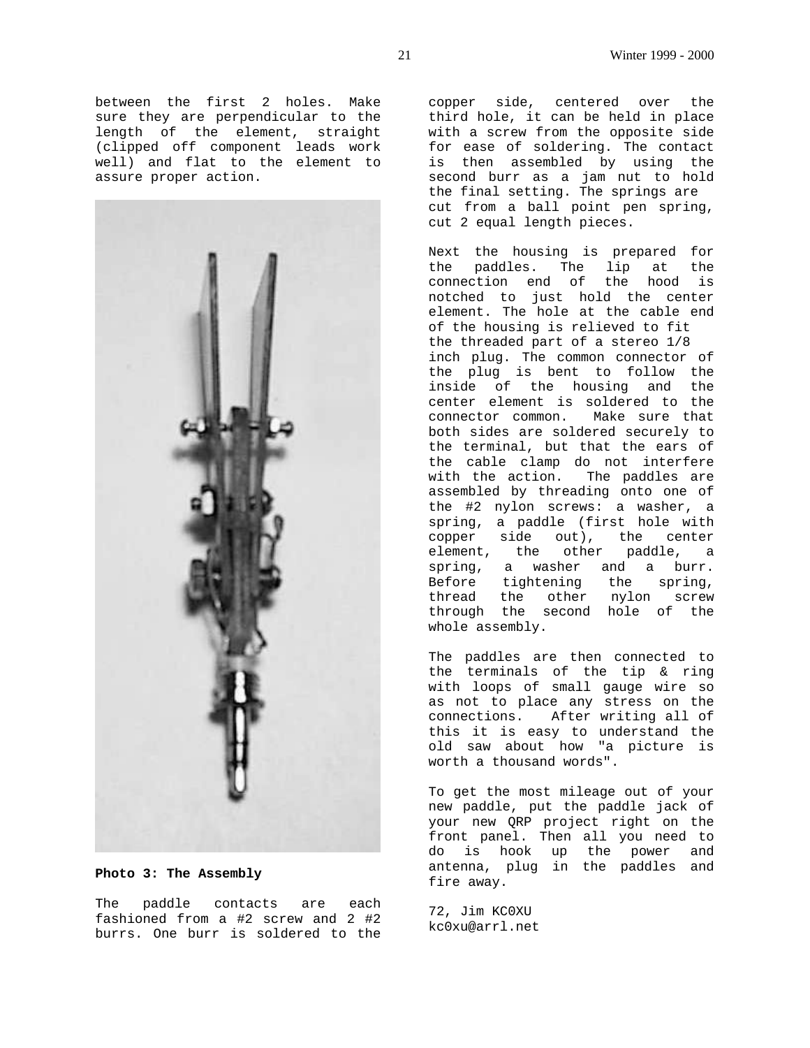between the first 2 holes. Make sure they are perpendicular to the length of the element, straight (clipped off component leads work well) and flat to the element to assure proper action.

**Photo 3: The Assembly**

The paddle contacts are each fashioned from a #2 screw and 2 #2 burrs. One burr is soldered to the copper side, centered over the third hole, it can be held in place with a screw from the opposite side for ease of soldering. The contact is then assembled by using the second burr as a jam nut to hold the final setting. The springs are cut from a ball point pen spring, cut 2 equal length pieces.

Next the housing is prepared for the paddles. The lip at the connection end of the hood is notched to just hold the center element. The hole at the cable end of the housing is relieved to fit the threaded part of a stereo 1/8 inch plug. The common connector of the plug is bent to follow the inside of the housing and the center element is soldered to the connector common. Make sure that both sides are soldered securely to the terminal, but that the ears of the cable clamp do not interfere with the action. The paddles are assembled by threading onto one of the #2 nylon screws: a washer, a spring, a paddle (first hole with copper side out), the center element, the other paddle, a spring, a washer and a burr. Before tightening the spring, thread the other nylon screw through the second hole of the whole assembly.

The paddles are then connected to the terminals of the tip & ring with loops of small gauge wire so as not to place any stress on the connections. After writing all of this it is easy to understand the old saw about how "a picture is worth a thousand words".

To get the most mileage out of your new paddle, put the paddle jack of your new QRP project right on the front panel. Then all you need to do is hook up the power and antenna, plug in the paddles and fire away.

72, Jim KC0XU
kc0xu@arrl.net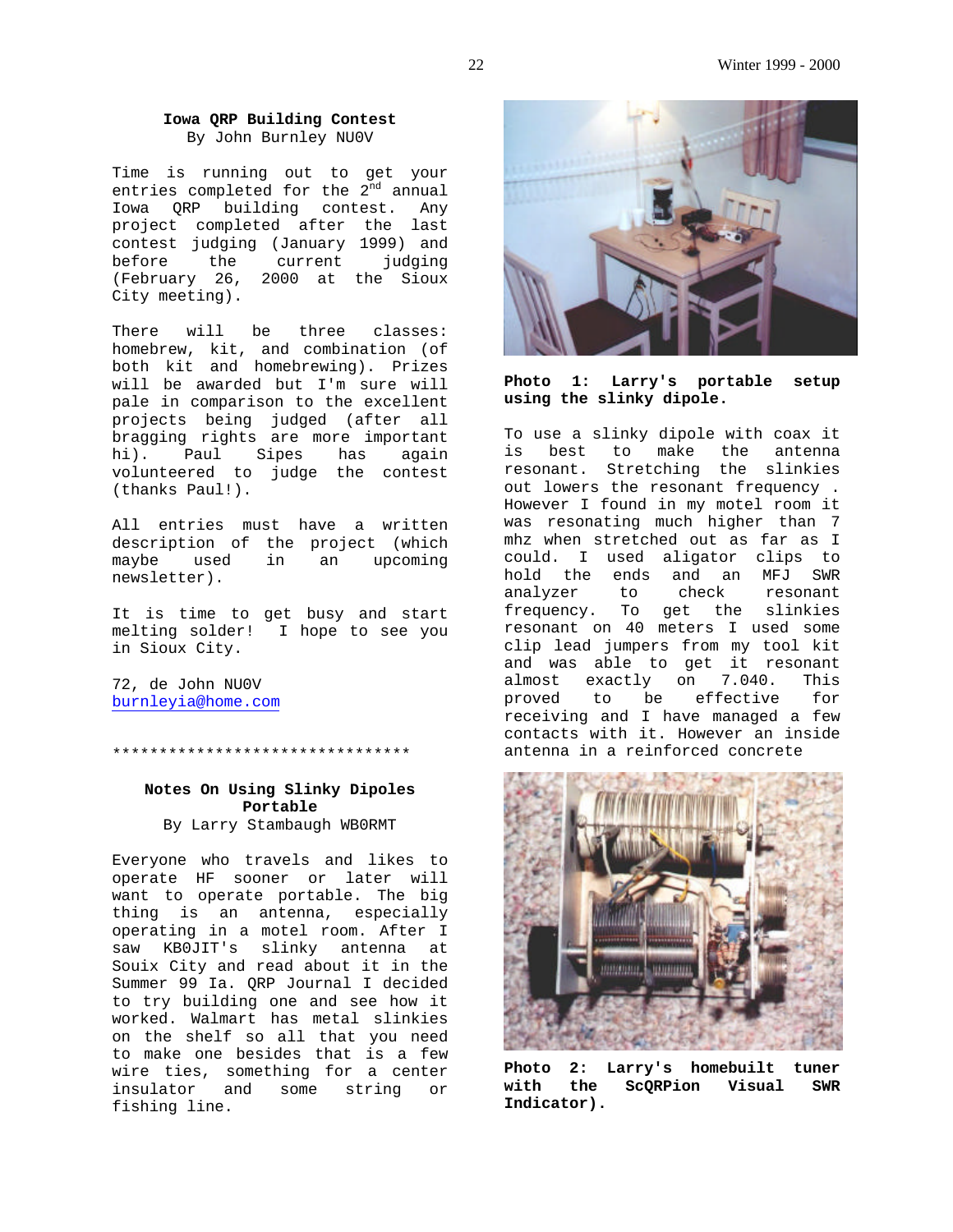### Iowa QRP Building Contest

By John Burnley NU0V

Time is running out to get your entries completed for the 2nd annual Iowa QRP building contest. Any project completed after the last contest judging (January 1999) and before the current judging (February 26, 2000 at the Sioux City meeting).

There will be three classes: homebrew, kit, and combination (of both kit and homebrewing). Prizes will be awarded but I'm sure will pale in comparison to the excellent projects being judged (after all bragging rights are more important hi). Paul Sipes has again volunteered to judge the contest (thanks Paul!).

All entries must have a written description of the project (which maybe used in an upcoming newsletter).

It is time to get busy and start melting solder! I hope to see you in Sioux City.

72, de John NU0V
burnleyia@home.com

********************************

### Notes On Using Slinky Dipoles Portable

By Larry Stambaugh WB0RMT

Everyone who travels and likes to operate HF sooner or later will want to operate portable. The big thing is an antenna, especially operating in a motel room. After I saw KB0JIT's slinky antenna at Souix City and read about it in the Summer 99 Ia. QRP Journal I decided to try building one and see how it worked. Walmart has metal slinkies on the shelf so all that you need to make one besides that is a few wire ties, something for a center insulator and some string or fishing line.

**Photo 1: Larry's portable setup using the slinky dipole.**

To use a slinky dipole with coax it is best to make the antenna resonant. Stretching the slinkies out lowers the resonant frequency . However I found in my motel room it was resonating much higher than 7 mhz when stretched out as far as I could. I used aligator clips to hold the ends and an MFJ SWR analyzer to check resonant frequency. To get the slinkies resonant on 40 meters I used some clip lead jumpers from my tool kit and was able to get it resonant almost exactly on 7.040. This proved to be effective for receiving and I have managed a few contacts with it. However an inside antenna in a reinforced concrete

**Photo 2: Larry's homebuilt tuner with the ScQRPion Visual SWR Indicator).**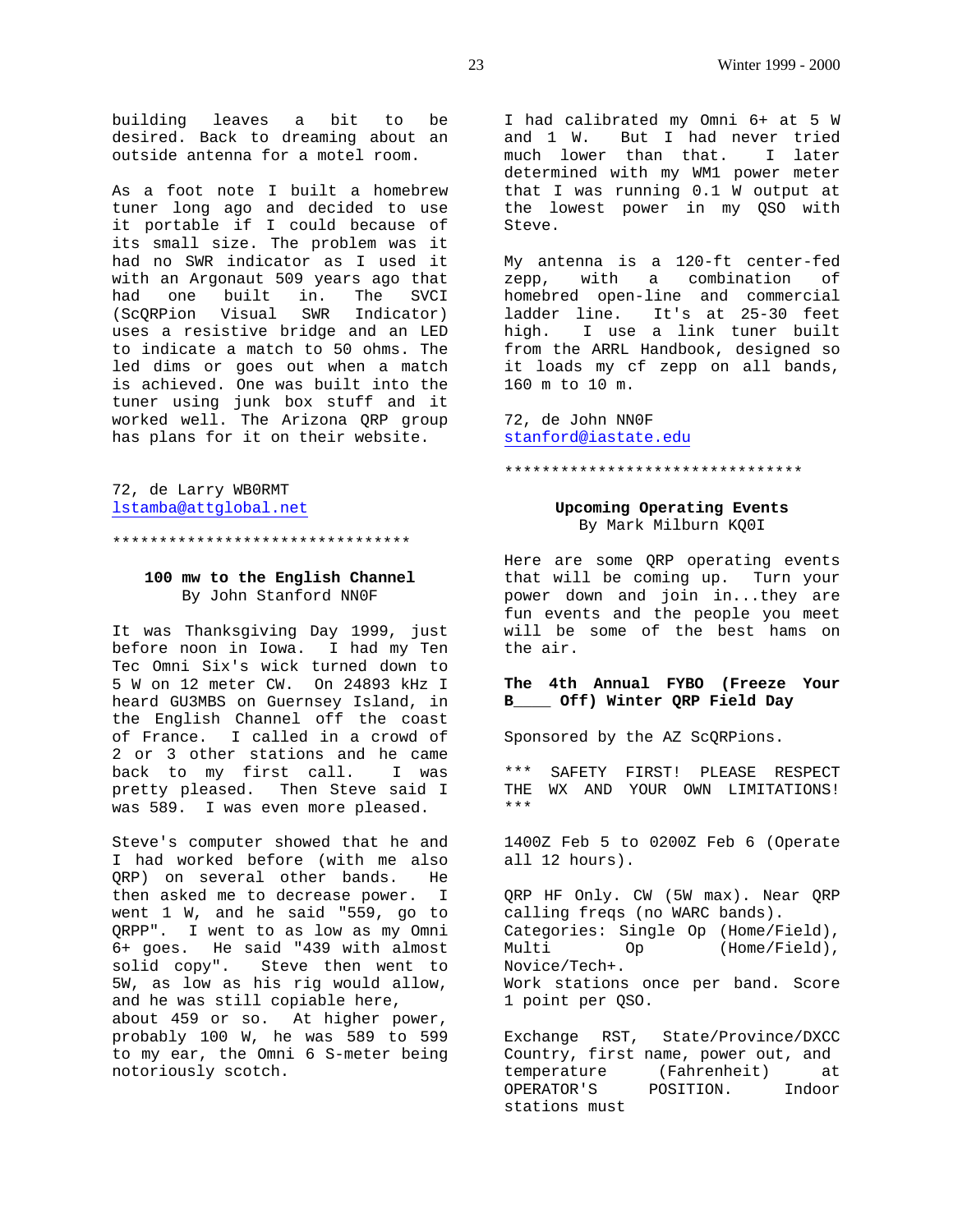building leaves a bit to be desired. Back to dreaming about an outside antenna for a motel room.

As a foot note I built a homebrew tuner long ago and decided to use it portable if I could because of its small size. The problem was it had no SWR indicator as I used it with an Argonaut 509 years ago that had one built in. The SVCI (ScQRPion Visual SWR Indicator) uses a resistive bridge and an LED to indicate a match to 50 ohms. The led dims or goes out when a match is achieved. One was built into the tuner using junk box stuff and it worked well. The Arizona QRP group has plans for it on their website.

72, de Larry WB0RMT
lstamba@attglobal.net

********************************

### 100 mw to the English Channel

By John Stanford NN0F

It was Thanksgiving Day 1999, just before noon in Iowa. I had my Ten Tec Omni Six's wick turned down to 5 W on 12 meter CW. On 24893 kHz I heard GU3MBS on Guernsey Island, in the English Channel off the coast of France. I called in a crowd of 2 or 3 other stations and he came back to my first call. I was pretty pleased. Then Steve said I was 589. I was even more pleased.

Steve's computer showed that he and I had worked before (with me also QRP) on several other bands. He then asked me to decrease power. I went 1 W, and he said "559, go to QRPP". I went to as low as my Omni 6+ goes. He said "439 with almost solid copy". Steve then went to 5W, as low as his rig would allow, and he was still copiable here, about 459 or so. At higher power, probably 100 W, he was 589 to 599 to my ear, the Omni 6 S-meter being notoriously scotch.

I had calibrated my Omni 6+ at 5 W and 1 W. But I had never tried much lower than that. I later determined with my WM1 power meter that I was running 0.1 W output at the lowest power in my QSO with Steve.

My antenna is a 120-ft center-fed zepp, with a combination of homebred open-line and commercial ladder line. It's at 25-30 feet high. I use a link tuner built from the ARRL Handbook, designed so it loads my cf zepp on all bands, 160 m to 10 m.

72, de John NN0F
stanford@iastate.edu

********************************

### Upcoming Operating Events

By Mark Milburn KQ0I

Here are some QRP operating events that will be coming up. Turn your power down and join in...they are fun events and the people you meet will be some of the best hams on the air.

**The 4th Annual FYBO (Freeze Your B____ Off) Winter QRP Field Day**

Sponsored by the AZ ScQRPions.

*** SAFETY FIRST! PLEASE RESPECT THE WX AND YOUR OWN LIMITATIONS! ***

1400Z Feb 5 to 0200Z Feb 6 (Operate all 12 hours).

QRP HF Only. CW (5W max). Near QRP calling freqs (no WARC bands).
Categories: Single Op (Home/Field), Multi Op (Home/Field), Novice/Tech+.
Work stations once per band. Score 1 point per QSO.

Exchange RST, State/Province/DXCC Country, first name, power out, and temperature (Fahrenheit) at OPERATOR'S POSITION. Indoor stations must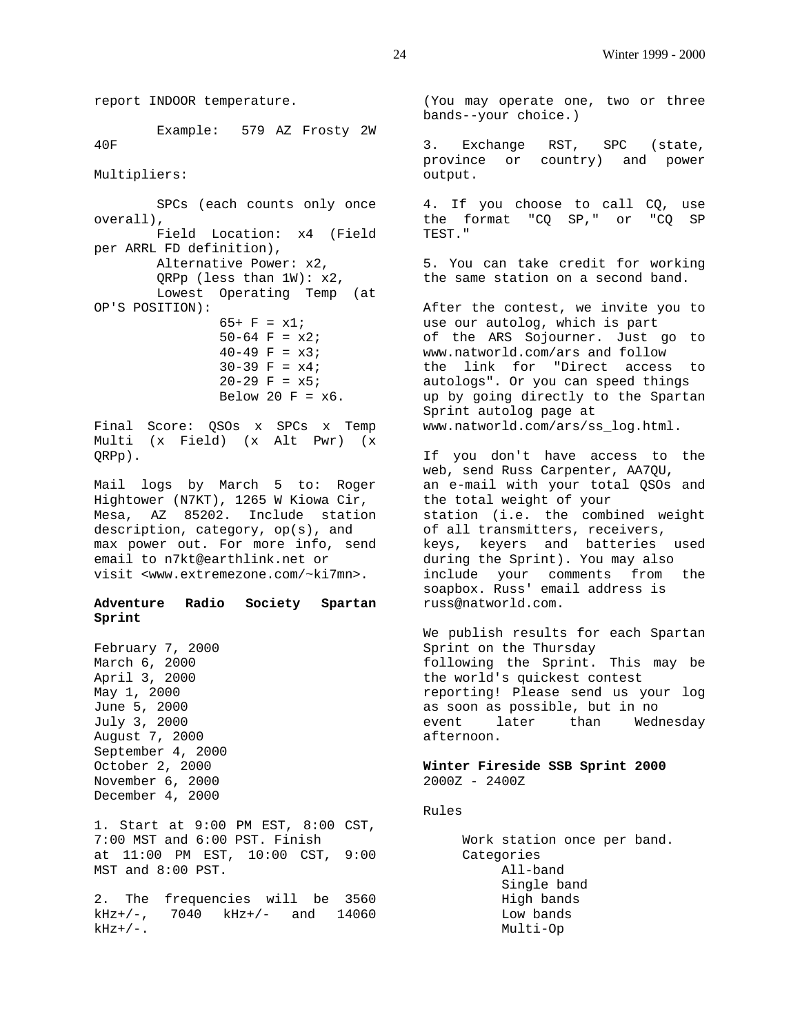report INDOOR temperature.

Example: 579 AZ Frosty 2W 40F

Multipliers:

SPCs (each counts only once overall),
Field Location: x4 (Field per ARRL FD definition),
Alternative Power: x2,
QRPp (less than 1W): x2,
Lowest Operating Temp (at OP'S POSITION):

65+ F = x1;
50-64 F = x2;
40-49 F = x3;
30-39 F = x4;
20-29 F = x5;
Below 20 F = x6.

Final Score: QSOs x SPCs x Temp Multi (x Field) (x Alt Pwr) (x QRPp).

Mail logs by March 5 to: Roger Hightower (N7KT), 1265 W Kiowa Cir, Mesa, AZ 85202. Include station description, category, op(s), and max power out. For more info, send email to n7kt@earthlink.net or visit <www.extremezone.com/~ki7mn>.

**Adventure Radio Society Spartan Sprint**

February 7, 2000
March 6, 2000
April 3, 2000
May 1, 2000
June 5, 2000
July 3, 2000
August 7, 2000
September 4, 2000
October 2, 2000
November 6, 2000
December 4, 2000

1. Start at 9:00 PM EST, 8:00 CST, 7:00 MST and 6:00 PST. Finish at 11:00 PM EST, 10:00 CST, 9:00 MST and 8:00 PST.

2. The frequencies will be 3560 kHz+/-, 7040 kHz+/- and 14060 kHz+/-. (You may operate one, two or three bands--your choice.)

3. Exchange RST, SPC (state, province or country) and power output.

4. If you choose to call CQ, use the format "CQ SP," or "CQ SP TEST."

5. You can take credit for working the same station on a second band.

After the contest, we invite you to use our autolog, which is part of the ARS Sojourner. Just go to www.natworld.com/ars and follow the link for "Direct access to autologs". Or you can speed things up by going directly to the Spartan Sprint autolog page at www.natworld.com/ars/ss_log.html.

If you don't have access to the web, send Russ Carpenter, AA7QU, an e-mail with your total QSOs and the total weight of your station (i.e. the combined weight of all transmitters, receivers, keys, keyers and batteries used during the Sprint). You may also include your comments from the soapbox. Russ' email address is russ@natworld.com.

We publish results for each Spartan Sprint on the Thursday following the Sprint. This may be the world's quickest contest reporting! Please send us your log as soon as possible, but in no event later than Wednesday afternoon.

**Winter Fireside SSB Sprint 2000**
2000Z - 2400Z

Rules

Work station once per band.
Categories
- All-band
- Single band
- High bands
- Low bands
- Multi-Op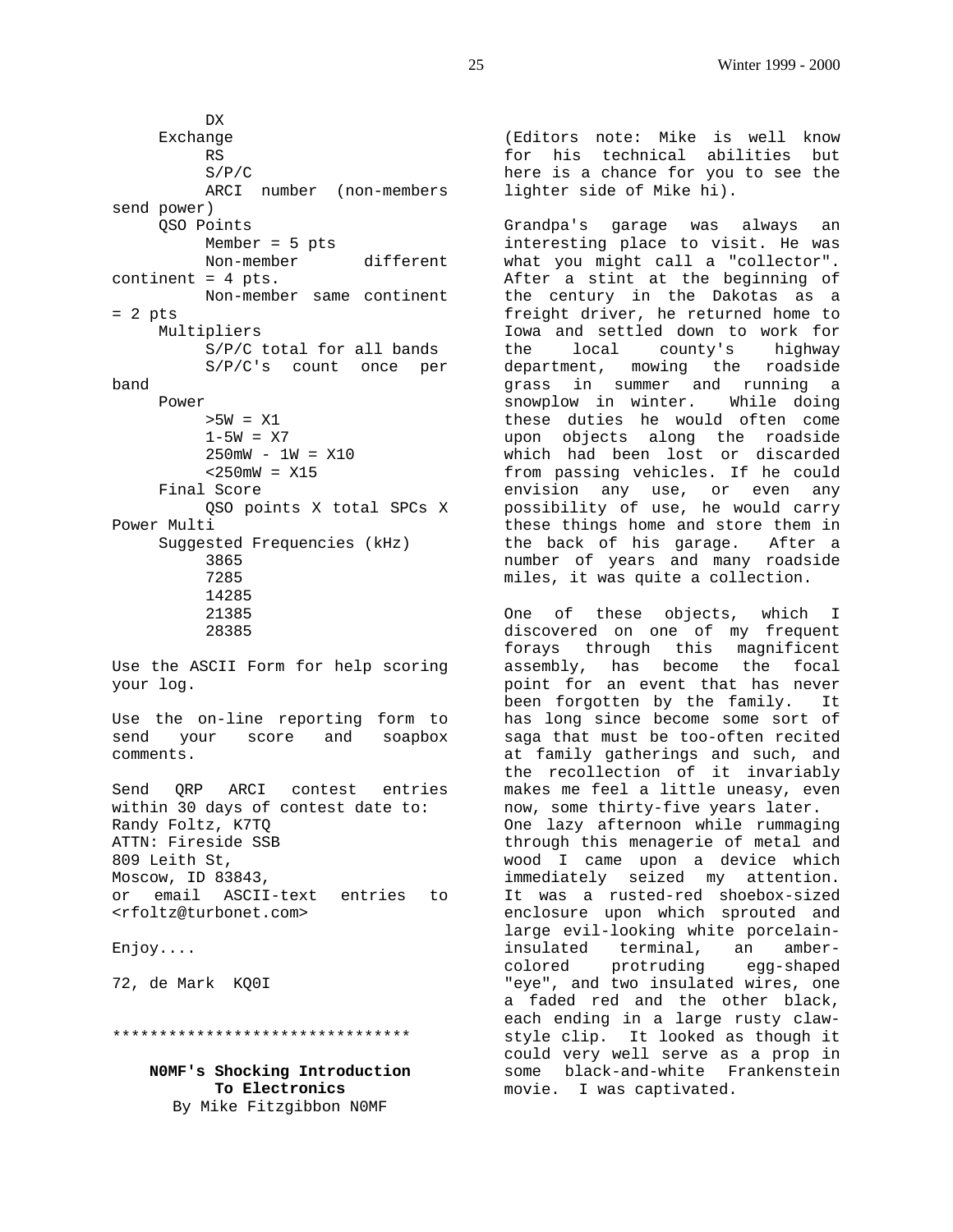DX

Exchange

- RS
- S/P/C
- ARCI number (non-members send power)

QSO Points

- Member = 5 pts
- Non-member different continent = 4 pts.
- Non-member same continent = 2 pts

Multipliers

- S/P/C total for all bands
- S/P/C's count once per band

Power

- >5W = X1
- 1-5W = X7
- 250mW - 1W = X10
- <250mW = X15

Final Score

- QSO points X total SPCs X Power Multi

Suggested Frequencies (kHz)

- 3865
- 7285
- 14285
- 21385
- 28385

Use the ASCII Form for help scoring your log.

Use the on-line reporting form to send your score and soapbox comments.

Send QRP ARCI contest entries within 30 days of contest date to:
Randy Foltz, K7TQ
ATTN: Fireside SSB
809 Leith St,
Moscow, ID 83843,
or email ASCII-text entries to <rfoltz@turbonet.com>

Enjoy....

72, de Mark KQ0I

********************************

## N0MF's Shocking Introduction To Electronics

By Mike Fitzgibbon N0MF

(Editors note: Mike is well know for his technical abilities but here is a chance for you to see the lighter side of Mike hi).

Grandpa's garage was always an interesting place to visit. He was what you might call a "collector". After a stint at the beginning of the century in the Dakotas as a freight driver, he returned home to Iowa and settled down to work for the local county's highway department, mowing the roadside grass in summer and running a snowplow in winter. While doing these duties he would often come upon objects along the roadside which had been lost or discarded from passing vehicles. If he could envision any use, or even any possibility of use, he would carry these things home and store them in the back of his garage. After a number of years and many roadside miles, it was quite a collection.

One of these objects, which I discovered on one of my frequent forays through this magnificent assembly, has become the focal point for an event that has never been forgotten by the family. It has long since become some sort of saga that must be too-often recited at family gatherings and such, and the recollection of it invariably makes me feel a little uneasy, even now, some thirty-five years later. One lazy afternoon while rummaging through this menagerie of metal and wood I came upon a device which immediately seized my attention. It was a rusted-red shoebox-sized enclosure upon which sprouted and large evil-looking white porcelain-insulated terminal, an amber-colored protruding egg-shaped "eye", and two insulated wires, one a faded red and the other black, each ending in a large rusty claw-style clip. It looked as though it could very well serve as a prop in some black-and-white Frankenstein movie. I was captivated.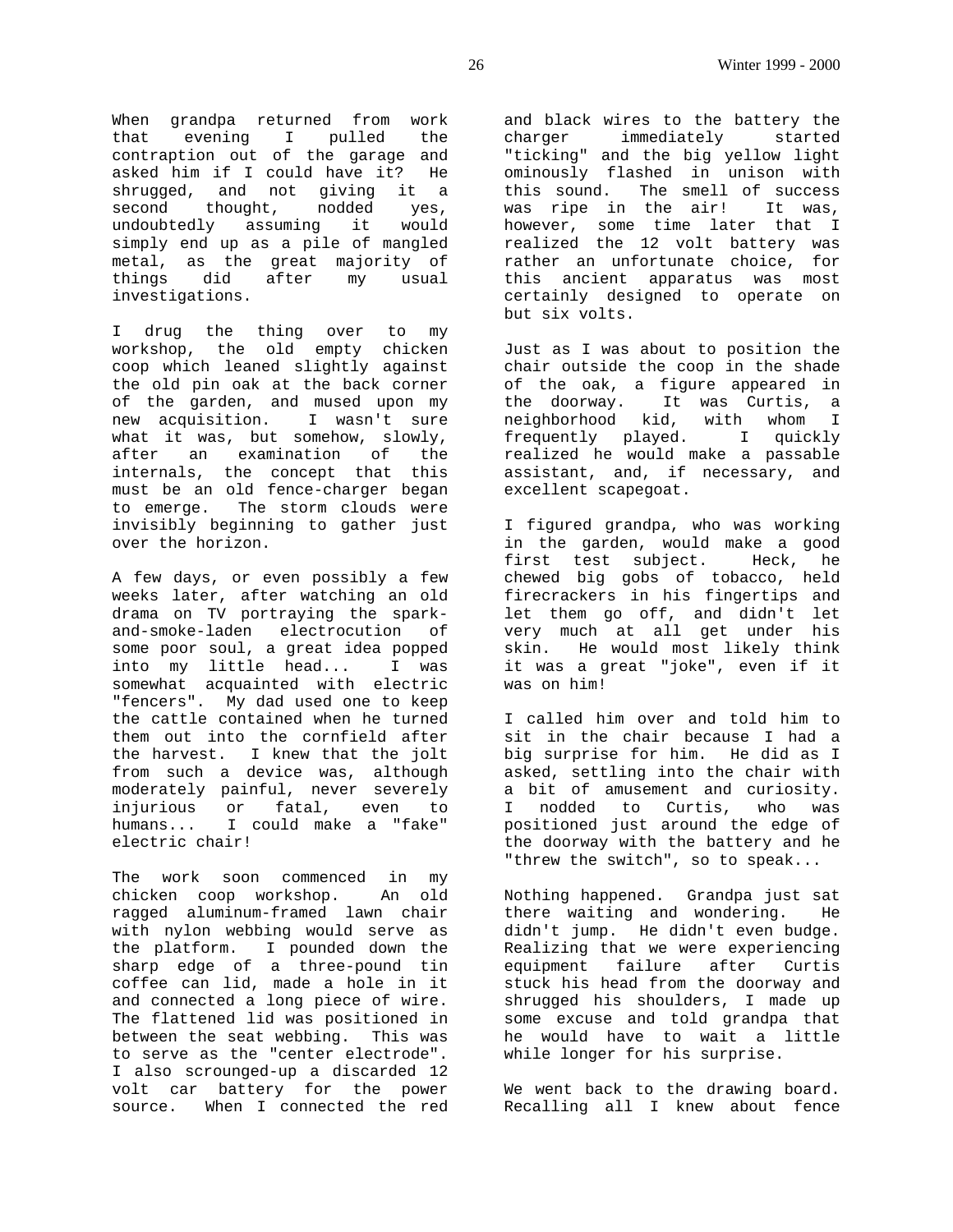When grandpa returned from work that evening I pulled the contraption out of the garage and asked him if I could have it? He shrugged, and not giving it a second thought, nodded yes, undoubtedly assuming it would simply end up as a pile of mangled metal, as the great majority of things did after my usual investigations.

I drug the thing over to my workshop, the old empty chicken coop which leaned slightly against the old pin oak at the back corner of the garden, and mused upon my new acquisition. I wasn't sure what it was, but somehow, slowly, after an examination of the internals, the concept that this must be an old fence-charger began to emerge. The storm clouds were invisibly beginning to gather just over the horizon.

A few days, or even possibly a few weeks later, after watching an old drama on TV portraying the spark-and-smoke-laden electrocution of some poor soul, a great idea popped into my little head... I was somewhat acquainted with electric "fencers". My dad used one to keep the cattle contained when he turned them out into the cornfield after the harvest. I knew that the jolt from such a device was, although moderately painful, never severely injurious or fatal, even to humans... I could make a "fake" electric chair!

The work soon commenced in my chicken coop workshop. An old ragged aluminum-framed lawn chair with nylon webbing would serve as the platform. I pounded down the sharp edge of a three-pound tin coffee can lid, made a hole in it and connected a long piece of wire. The flattened lid was positioned in between the seat webbing. This was to serve as the "center electrode". I also scrounged-up a discarded 12 volt car battery for the power source. When I connected the red and black wires to the battery the charger immediately started "ticking" and the big yellow light ominously flashed in unison with this sound. The smell of success was ripe in the air! It was, however, some time later that I realized the 12 volt battery was rather an unfortunate choice, for this ancient apparatus was most certainly designed to operate on but six volts.

Just as I was about to position the chair outside the coop in the shade of the oak, a figure appeared in the doorway. It was Curtis, a neighborhood kid, with whom I frequently played. I quickly realized he would make a passable assistant, and, if necessary, and excellent scapegoat.

I figured grandpa, who was working in the garden, would make a good first test subject. Heck, he chewed big gobs of tobacco, held firecrackers in his fingertips and let them go off, and didn't let very much at all get under his skin. He would most likely think it was a great "joke", even if it was on him!

I called him over and told him to sit in the chair because I had a big surprise for him. He did as I asked, settling into the chair with a bit of amusement and curiosity. I nodded to Curtis, who was positioned just around the edge of the doorway with the battery and he "threw the switch", so to speak...

Nothing happened. Grandpa just sat there waiting and wondering. He didn't jump. He didn't even budge. Realizing that we were experiencing equipment failure after Curtis stuck his head from the doorway and shrugged his shoulders, I made up some excuse and told grandpa that he would have to wait a little while longer for his surprise.

We went back to the drawing board. Recalling all I knew about fence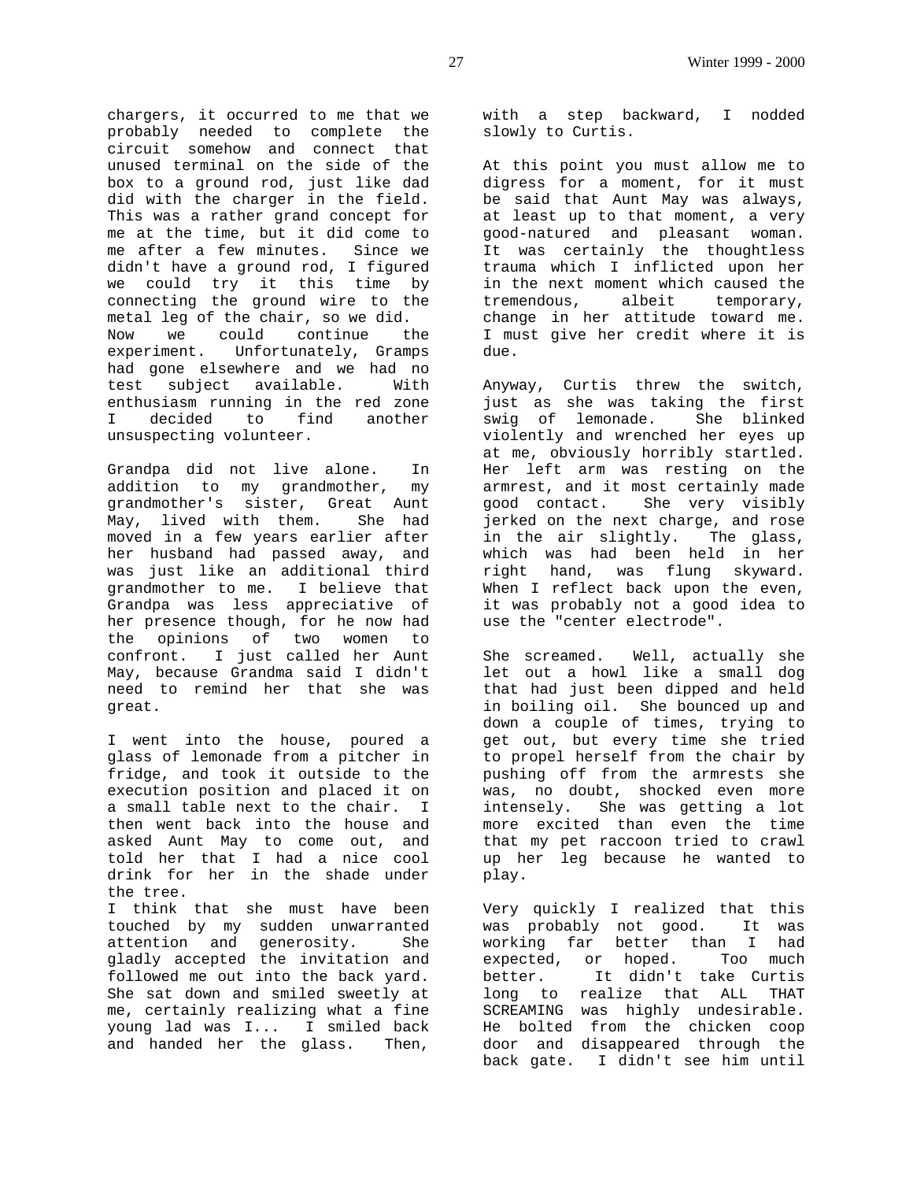chargers, it occurred to me that we probably needed to complete the circuit somehow and connect that unused terminal on the side of the box to a ground rod, just like dad did with the charger in the field. This was a rather grand concept for me at the time, but it did come to me after a few minutes. Since we didn't have a ground rod, I figured we could try it this time by connecting the ground wire to the metal leg of the chair, so we did. Now we could continue the experiment. Unfortunately, Gramps had gone elsewhere and we had no test subject available. With enthusiasm running in the red zone I decided to find another unsuspecting volunteer.

Grandpa did not live alone. In addition to my grandmother, my grandmother's sister, Great Aunt May, lived with them. She had moved in a few years earlier after her husband had passed away, and was just like an additional third grandmother to me. I believe that Grandpa was less appreciative of her presence though, for he now had the opinions of two women to confront. I just called her Aunt May, because Grandma said I didn't need to remind her that she was great.

I went into the house, poured a glass of lemonade from a pitcher in fridge, and took it outside to the execution position and placed it on a small table next to the chair. I then went back into the house and asked Aunt May to come out, and told her that I had a nice cool drink for her in the shade under the tree.

I think that she must have been touched by my sudden unwarranted attention and generosity. She gladly accepted the invitation and followed me out into the back yard. She sat down and smiled sweetly at me, certainly realizing what a fine young lad was I... I smiled back and handed her the glass. Then, with a step backward, I nodded slowly to Curtis.

At this point you must allow me to digress for a moment, for it must be said that Aunt May was always, at least up to that moment, a very good-natured and pleasant woman. It was certainly the thoughtless trauma which I inflicted upon her in the next moment which caused the tremendous, albeit temporary, change in her attitude toward me. I must give her credit where it is due.

Anyway, Curtis threw the switch, just as she was taking the first swig of lemonade. She blinked violently and wrenched her eyes up at me, obviously horribly startled. Her left arm was resting on the armrest, and it most certainly made good contact. She very visibly jerked on the next charge, and rose in the air slightly. The glass, which was had been held in her right hand, was flung skyward. When I reflect back upon the even, it was probably not a good idea to use the "center electrode".

She screamed. Well, actually she let out a howl like a small dog that had just been dipped and held in boiling oil. She bounced up and down a couple of times, trying to get out, but every time she tried to propel herself from the chair by pushing off from the armrests she was, no doubt, shocked even more intensely. She was getting a lot more excited than even the time that my pet raccoon tried to crawl up her leg because he wanted to play.

Very quickly I realized that this was probably not good. It was working far better than I had expected, or hoped. Too much better. It didn't take Curtis long to realize that ALL THAT SCREAMING was highly undesirable. He bolted from the chicken coop door and disappeared through the back gate. I didn't see him until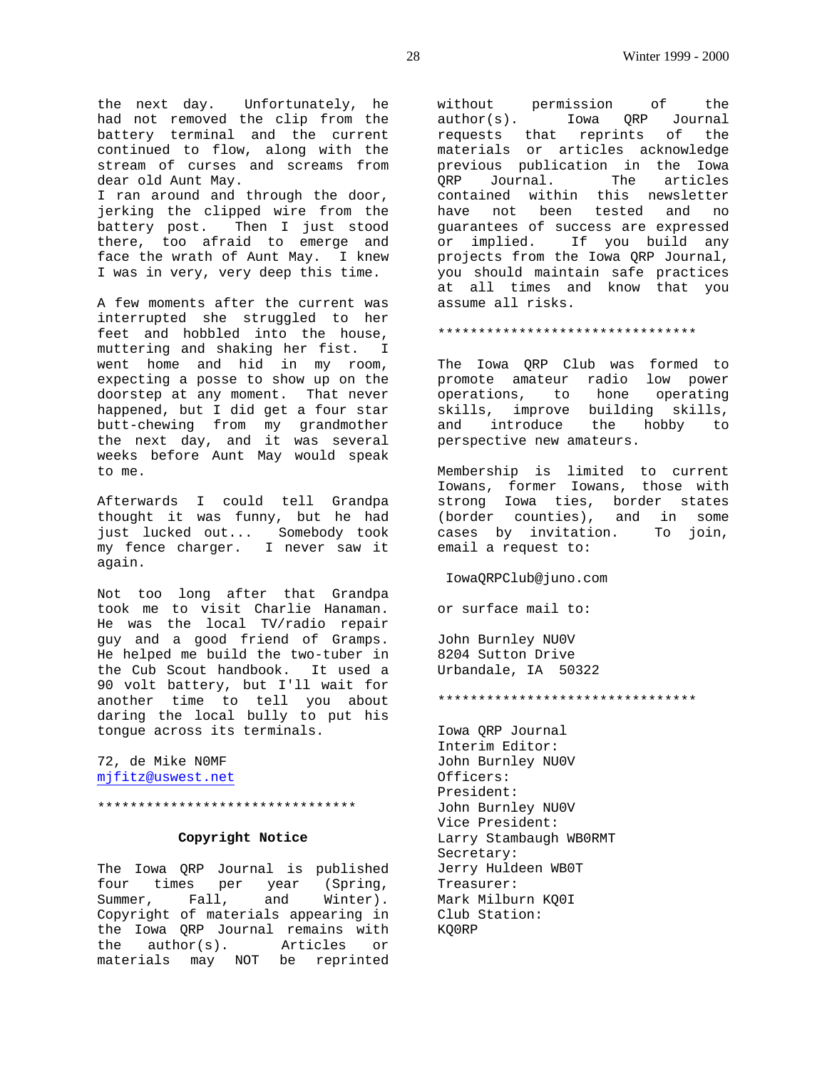the next day. Unfortunately, he had not removed the clip from the battery terminal and the current continued to flow, along with the stream of curses and screams from dear old Aunt May.
I ran around and through the door, jerking the clipped wire from the battery post. Then I just stood there, too afraid to emerge and face the wrath of Aunt May. I knew I was in very, very deep this time.

A few moments after the current was interrupted she struggled to her feet and hobbled into the house, muttering and shaking her fist. I went home and hid in my room, expecting a posse to show up on the doorstep at any moment. That never happened, but I did get a four star butt-chewing from my grandmother the next day, and it was several weeks before Aunt May would speak to me.

Afterwards I could tell Grandpa thought it was funny, but he had just lucked out... Somebody took my fence charger. I never saw it again.

Not too long after that Grandpa took me to visit Charlie Hanaman. He was the local TV/radio repair guy and a good friend of Gramps. He helped me build the two-tuber in the Cub Scout handbook. It used a 90 volt battery, but I'll wait for another time to tell you about daring the local bully to put his tongue across its terminals.

72, de Mike N0MF
mjfitz@uswest.net

********************************

**Copyright Notice**

The Iowa QRP Journal is published four times per year (Spring, Summer, Fall, and Winter). Copyright of materials appearing in the Iowa QRP Journal remains with the author(s). Articles or materials may NOT be reprinted without permission of the author(s). Iowa QRP Journal requests that reprints of the materials or articles acknowledge previous publication in the Iowa QRP Journal. The articles contained within this newsletter have not been tested and no guarantees of success are expressed or implied. If you build any projects from the Iowa QRP Journal, you should maintain safe practices at all times and know that you assume all risks.

********************************

The Iowa QRP Club was formed to promote amateur radio low power operations, to hone operating skills, improve building skills, and introduce the hobby to perspective new amateurs.

Membership is limited to current Iowans, former Iowans, those with strong Iowa ties, border states (border counties), and in some cases by invitation. To join, email a request to:

IowaQRPClub@juno.com

or surface mail to:

John Burnley NU0V
8204 Sutton Drive
Urbandale, IA 50322

********************************

Iowa QRP Journal
Interim Editor:
John Burnley NU0V
Officers:
President:
John Burnley NU0V
Vice President:
Larry Stambaugh WB0RMT
Secretary:
Jerry Huldeen WB0T
Treasurer:
Mark Milburn KQ0I
Club Station:
KQ0RP